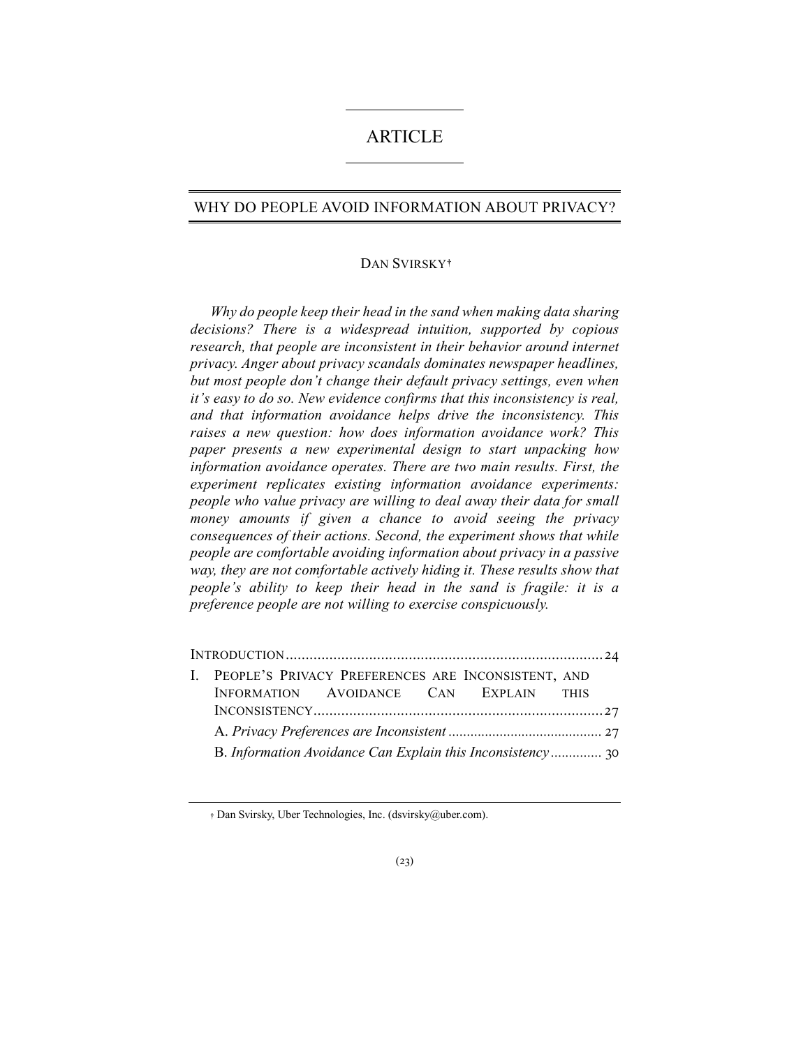# ARTICLE

## WHY DO PEOPLE AVOID INFORMATION ABOUT PRIVACY?

DAN SVIRSKY†

*Why do people keep their head in the sand when making data sharing decisions? There is a widespread intuition, supported by copious research, that people are inconsistent in their behavior around internet privacy. Anger about privacy scandals dominates newspaper headlines, but most people don't change their default privacy settings, even when it's easy to do so. New evidence confirms that this inconsistency is real, and that information avoidance helps drive the inconsistency. This raises a new question: how does information avoidance work? This paper presents a new experimental design to start unpacking how information avoidance operates. There are two main results. First, the experiment replicates existing information avoidance experiments: people who value privacy are willing to deal away their data for small money amounts if given a chance to avoid seeing the privacy consequences of their actions. Second, the experiment shows that while people are comfortable avoiding information about privacy in a passive way, they are not comfortable actively hiding it. These results show that people's ability to keep their head in the sand is fragile: it is a preference people are not willing to exercise conspicuously.*

INTRODUCTION ............................................................................ 24

I. PEOPLE'S PRIVACY PREFERENCES ARE INCONSISTENT, AND INFORMATION AVOIDANCE CAN EXPLAIN THIS INCONSISTENCY ......................................................................... 27

   A. *Privacy Preferences are Inconsistent* ........................................... 27

   B. *Information Avoidance Can Explain this Inconsistency* .............. 30

---

† Dan Svirsky, Uber Technologies, Inc. (dsvirsky@uber.com).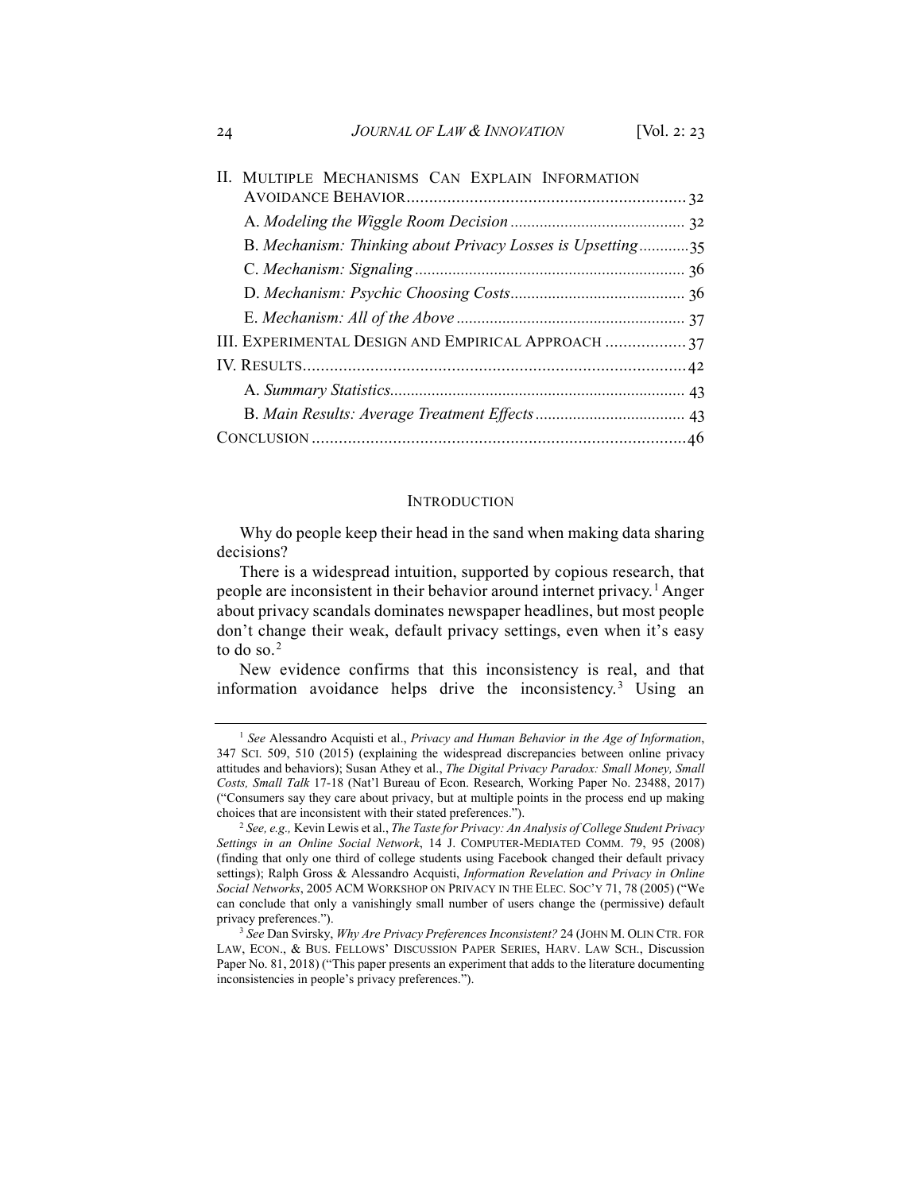II. MULTIPLE MECHANISMS CAN EXPLAIN INFORMATION AVOIDANCE BEHAVIOR .............................................................. 32

A. *Modeling the Wiggle Room Decision* ......................................... 32

B. *Mechanism: Thinking about Privacy Losses is Upsetting* ............35

C. *Mechanism: Signaling* ................................................................ 36

D. *Mechanism: Psychic Choosing Costs* .......................................... 36

E. *Mechanism: All of the Above* ...................................................... 37

III. EXPERIMENTAL DESIGN AND EMPIRICAL APPROACH .................. 37

IV. RESULTS ..................................................................................... 42

A. *Summary Statistics* ...................................................................... 43

B. *Main Results: Average Treatment Effects* .................................... 43

CONCLUSION ..................................................................................... 46

## INTRODUCTION

Why do people keep their head in the sand when making data sharing decisions?

There is a widespread intuition, supported by copious research, that people are inconsistent in their behavior around internet privacy.[1] Anger about privacy scandals dominates newspaper headlines, but most people don't change their weak, default privacy settings, even when it's easy to do so.[2]

New evidence confirms that this inconsistency is real, and that information avoidance helps drive the inconsistency.[3] Using an

---

[1] *See* Alessandro Acquisti et al., *Privacy and Human Behavior in the Age of Information*, 347 SCI. 509, 510 (2015) (explaining the widespread discrepancies between online privacy attitudes and behaviors); Susan Athey et al., *The Digital Privacy Paradox: Small Money, Small Costs, Small Talk* 17-18 (Nat'l Bureau of Econ. Research, Working Paper No. 23488, 2017) ("Consumers say they care about privacy, but at multiple points in the process end up making choices that are inconsistent with their stated preferences.").

[2] *See, e.g.,* Kevin Lewis et al., *The Taste for Privacy: An Analysis of College Student Privacy Settings in an Online Social Network*, 14 J. COMPUTER-MEDIATED COMM. 79, 95 (2008) (finding that only one third of college students using Facebook changed their default privacy settings); Ralph Gross & Alessandro Acquisti, *Information Revelation and Privacy in Online Social Networks*, 2005 ACM WORKSHOP ON PRIVACY IN THE ELEC. SOC'Y 71, 78 (2005) ("We can conclude that only a vanishingly small number of users change the (permissive) default privacy preferences.").

[3] *See* Dan Svirsky, *Why Are Privacy Preferences Inconsistent?* 24 (JOHN M. OLIN CTR. FOR LAW, ECON., & BUS. FELLOWS' DISCUSSION PAPER SERIES, HARV. LAW SCH., Discussion Paper No. 81, 2018) ("This paper presents an experiment that adds to the literature documenting inconsistencies in people's privacy preferences.").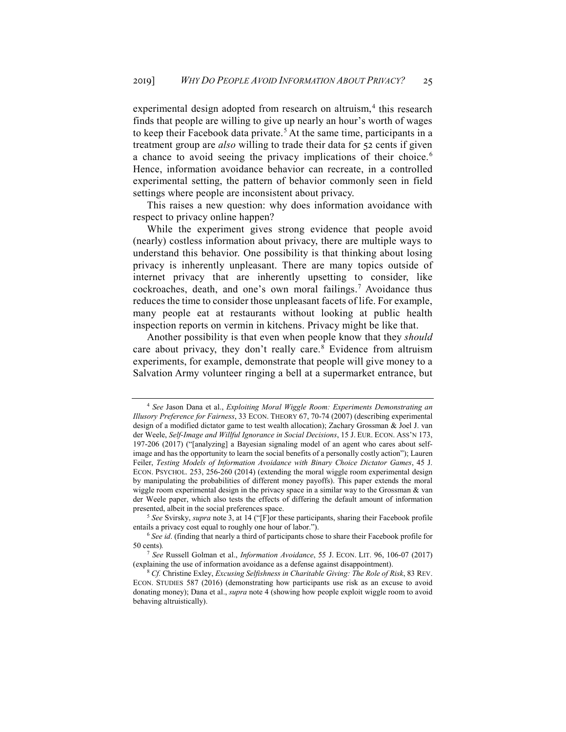experimental design adopted from research on altruism,[4] this research finds that people are willing to give up nearly an hour's worth of wages to keep their Facebook data private.[5] At the same time, participants in a treatment group are *also* willing to trade their data for 52 cents if given a chance to avoid seeing the privacy implications of their choice.[6] Hence, information avoidance behavior can recreate, in a controlled experimental setting, the pattern of behavior commonly seen in field settings where people are inconsistent about privacy.

This raises a new question: why does information avoidance with respect to privacy online happen?

While the experiment gives strong evidence that people avoid (nearly) costless information about privacy, there are multiple ways to understand this behavior. One possibility is that thinking about losing privacy is inherently unpleasant. There are many topics outside of internet privacy that are inherently upsetting to consider, like cockroaches, death, and one's own moral failings.[7] Avoidance thus reduces the time to consider those unpleasant facets of life. For example, many people eat at restaurants without looking at public health inspection reports on vermin in kitchens. Privacy might be like that.

Another possibility is that even when people know that they *should* care about privacy, they don't really care.[8] Evidence from altruism experiments, for example, demonstrate that people will give money to a Salvation Army volunteer ringing a bell at a supermarket entrance, but

---

[4] *See* Jason Dana et al., *Exploiting Moral Wiggle Room: Experiments Demonstrating an Illusory Preference for Fairness*, 33 ECON. THEORY 67, 70-74 (2007) (describing experimental design of a modified dictator game to test wealth allocation); Zachary Grossman & Joel J. van der Weele, *Self-Image and Willful Ignorance in Social Decisions*, 15 J. EUR. ECON. ASS'N 173, 197-206 (2017) ("[analyzing] a Bayesian signaling model of an agent who cares about self-image and has the opportunity to learn the social benefits of a personally costly action"); Lauren Feiler, *Testing Models of Information Avoidance with Binary Choice Dictator Games*, 45 J. ECON. PSYCHOL. 253, 256-260 (2014) (extending the moral wiggle room experimental design by manipulating the probabilities of different money payoffs). This paper extends the moral wiggle room experimental design in the privacy space in a similar way to the Grossman & van der Weele paper, which also tests the effects of differing the default amount of information presented, albeit in the social preferences space.

[5] *See* Svirsky, *supra* note 3, at 14 ("[F]or these participants, sharing their Facebook profile entails a privacy cost equal to roughly one hour of labor.").

[6] *See id*. (finding that nearly a third of participants chose to share their Facebook profile for 50 cents).

[7] *See* Russell Golman et al., *Information Avoidance*, 55 J. ECON. LIT. 96, 106-07 (2017) (explaining the use of information avoidance as a defense against disappointment).

[8] *Cf.* Christine Exley, *Excusing Selfishness in Charitable Giving: The Role of Risk*, 83 REV. ECON. STUDIES 587 (2016) (demonstrating how participants use risk as an excuse to avoid donating money); Dana et al., *supra* note 4 (showing how people exploit wiggle room to avoid behaving altruistically).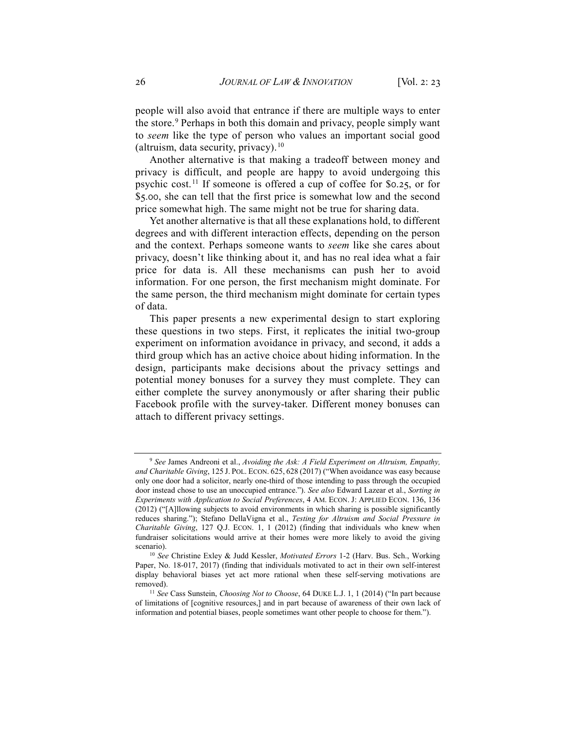people will also avoid that entrance if there are multiple ways to enter the store.[9] Perhaps in both this domain and privacy, people simply want to *seem* like the type of person who values an important social good (altruism, data security, privacy).[10]

Another alternative is that making a tradeoff between money and privacy is difficult, and people are happy to avoid undergoing this psychic cost.[11] If someone is offered a cup of coffee for $0.25, or for $5.00, she can tell that the first price is somewhat low and the second price somewhat high. The same might not be true for sharing data.

Yet another alternative is that all these explanations hold, to different degrees and with different interaction effects, depending on the person and the context. Perhaps someone wants to *seem* like she cares about privacy, doesn't like thinking about it, and has no real idea what a fair price for data is. All these mechanisms can push her to avoid information. For one person, the first mechanism might dominate. For the same person, the third mechanism might dominate for certain types of data.

This paper presents a new experimental design to start exploring these questions in two steps. First, it replicates the initial two-group experiment on information avoidance in privacy, and second, it adds a third group which has an active choice about hiding information. In the design, participants make decisions about the privacy settings and potential money bonuses for a survey they must complete. They can either complete the survey anonymously or after sharing their public Facebook profile with the survey-taker. Different money bonuses can attach to different privacy settings.

---

[9] *See* James Andreoni et al., *Avoiding the Ask: A Field Experiment on Altruism, Empathy, and Charitable Giving*, 125 J. POL. ECON. 625, 628 (2017) ("When avoidance was easy because only one door had a solicitor, nearly one-third of those intending to pass through the occupied door instead chose to use an unoccupied entrance."). *See also* Edward Lazear et al., *Sorting in Experiments with Application to Social Preferences*, 4 AM. ECON. J: APPLIED ECON. 136, 136 (2012) ("[A]llowing subjects to avoid environments in which sharing is possible significantly reduces sharing."); Stefano DellaVigna et al., *Testing for Altruism and Social Pressure in Charitable Giving*, 127 Q.J. ECON. 1, 1 (2012) (finding that individuals who knew when fundraiser solicitations would arrive at their homes were more likely to avoid the giving scenario).

[10] *See* Christine Exley & Judd Kessler, *Motivated Errors* 1-2 (Harv. Bus. Sch., Working Paper, No. 18-017, 2017) (finding that individuals motivated to act in their own self-interest display behavioral biases yet act more rational when these self-serving motivations are removed).

[11] *See* Cass Sunstein, *Choosing Not to Choose*, 64 DUKE L.J. 1, 1 (2014) ("In part because of limitations of [cognitive resources,] and in part because of awareness of their own lack of information and potential biases, people sometimes want other people to choose for them.").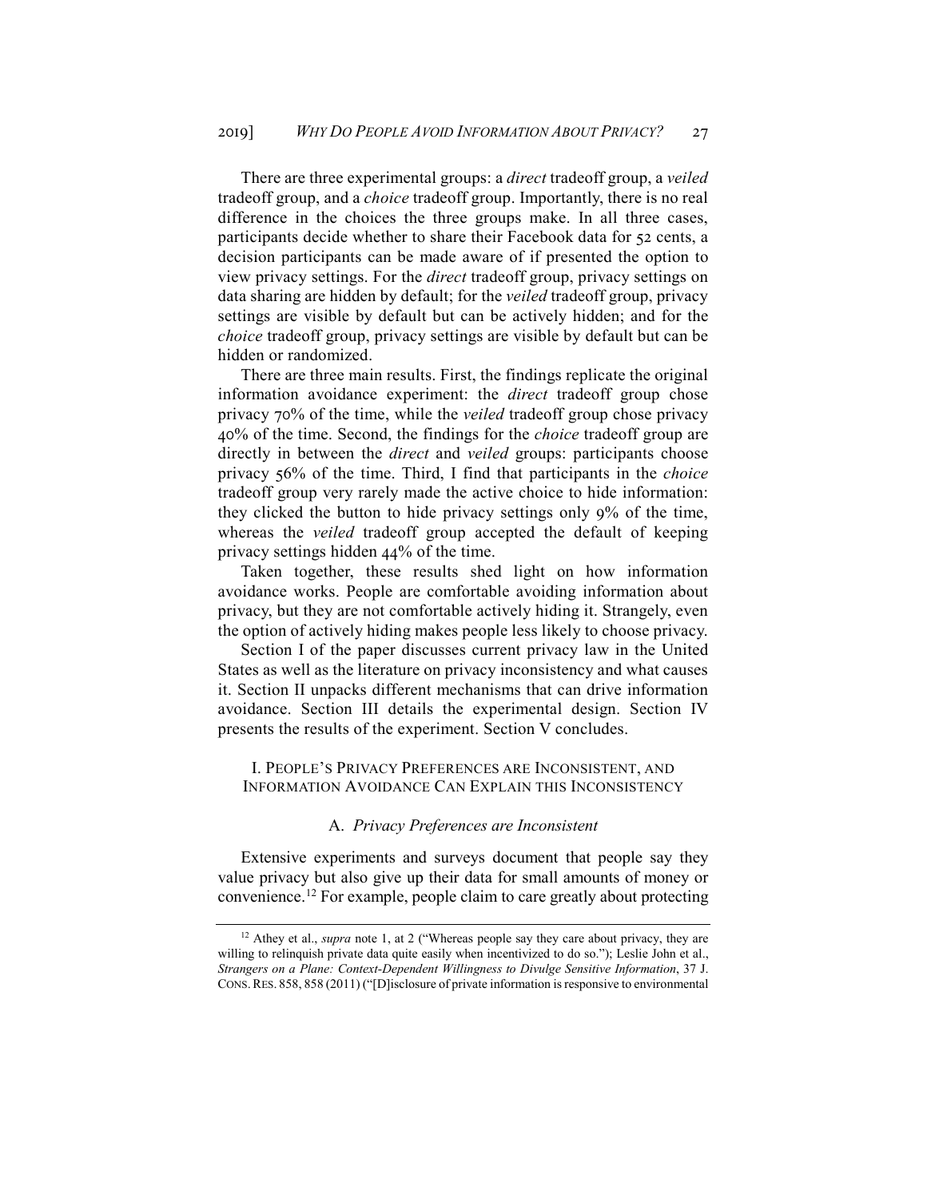There are three experimental groups: a *direct* tradeoff group, a *veiled* tradeoff group, and a *choice* tradeoff group. Importantly, there is no real difference in the choices the three groups make. In all three cases, participants decide whether to share their Facebook data for 52 cents, a decision participants can be made aware of if presented the option to view privacy settings. For the *direct* tradeoff group, privacy settings on data sharing are hidden by default; for the *veiled* tradeoff group, privacy settings are visible by default but can be actively hidden; and for the *choice* tradeoff group, privacy settings are visible by default but can be hidden or randomized.

There are three main results. First, the findings replicate the original information avoidance experiment: the *direct* tradeoff group chose privacy 70% of the time, while the *veiled* tradeoff group chose privacy 40% of the time. Second, the findings for the *choice* tradeoff group are directly in between the *direct* and *veiled* groups: participants choose privacy 56% of the time. Third, I find that participants in the *choice* tradeoff group very rarely made the active choice to hide information: they clicked the button to hide privacy settings only 9% of the time, whereas the *veiled* tradeoff group accepted the default of keeping privacy settings hidden 44% of the time.

Taken together, these results shed light on how information avoidance works. People are comfortable avoiding information about privacy, but they are not comfortable actively hiding it. Strangely, even the option of actively hiding makes people less likely to choose privacy.

Section I of the paper discusses current privacy law in the United States as well as the literature on privacy inconsistency and what causes it. Section II unpacks different mechanisms that can drive information avoidance. Section III details the experimental design. Section IV presents the results of the experiment. Section V concludes.

## I. People's Privacy Preferences are Inconsistent, and Information Avoidance Can Explain this Inconsistency

### A. *Privacy Preferences are Inconsistent*

Extensive experiments and surveys document that people say they value privacy but also give up their data for small amounts of money or convenience.[12] For example, people claim to care greatly about protecting

[12] Athey et al., *supra* note 1, at 2 ("Whereas people say they care about privacy, they are willing to relinquish private data quite easily when incentivized to do so."); Leslie John et al., *Strangers on a Plane: Context-Dependent Willingness to Divulge Sensitive Information*, 37 J. CONS. RES. 858, 858 (2011) ("[D]isclosure of private information is responsive to environmental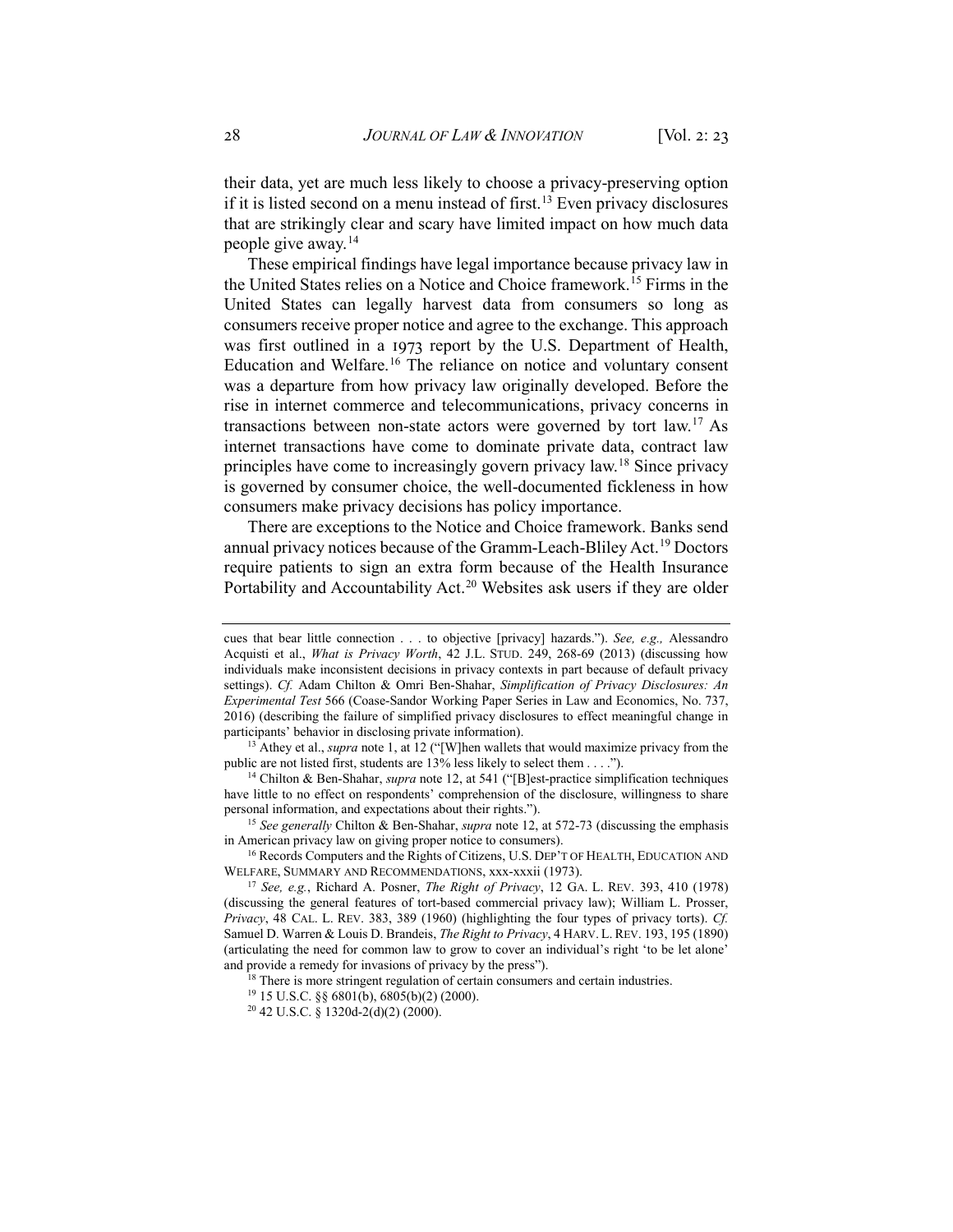their data, yet are much less likely to choose a privacy-preserving option if it is listed second on a menu instead of first.[13] Even privacy disclosures that are strikingly clear and scary have limited impact on how much data people give away.[14]

These empirical findings have legal importance because privacy law in the United States relies on a Notice and Choice framework.[15] Firms in the United States can legally harvest data from consumers so long as consumers receive proper notice and agree to the exchange. This approach was first outlined in a 1973 report by the U.S. Department of Health, Education and Welfare.[16] The reliance on notice and voluntary consent was a departure from how privacy law originally developed. Before the rise in internet commerce and telecommunications, privacy concerns in transactions between non-state actors were governed by tort law.[17] As internet transactions have come to dominate private data, contract law principles have come to increasingly govern privacy law.[18] Since privacy is governed by consumer choice, the well-documented fickleness in how consumers make privacy decisions has policy importance.

There are exceptions to the Notice and Choice framework. Banks send annual privacy notices because of the Gramm-Leach-Bliley Act.[19] Doctors require patients to sign an extra form because of the Health Insurance Portability and Accountability Act.[20] Websites ask users if they are older

---

cues that bear little connection . . . to objective [privacy] hazards."). *See, e.g.,* Alessandro Acquisti et al., *What is Privacy Worth*, 42 J.L. STUD. 249, 268-69 (2013) (discussing how individuals make inconsistent decisions in privacy contexts in part because of default privacy settings). *Cf.* Adam Chilton & Omri Ben-Shahar, *Simplification of Privacy Disclosures: An Experimental Test* 566 (Coase-Sandor Working Paper Series in Law and Economics, No. 737, 2016) (describing the failure of simplified privacy disclosures to effect meaningful change in participants' behavior in disclosing private information).

[13] Athey et al., *supra* note 1, at 12 ("[W]hen wallets that would maximize privacy from the public are not listed first, students are 13% less likely to select them . . . .").

[14] Chilton & Ben-Shahar, *supra* note 12, at 541 ("[B]est-practice simplification techniques have little to no effect on respondents' comprehension of the disclosure, willingness to share personal information, and expectations about their rights.").

[15] *See generally* Chilton & Ben-Shahar, *supra* note 12, at 572-73 (discussing the emphasis in American privacy law on giving proper notice to consumers).

[16] Records Computers and the Rights of Citizens, U.S. DEP'T OF HEALTH, EDUCATION AND WELFARE, SUMMARY AND RECOMMENDATIONS, xxx-xxxii (1973).

[17] *See, e.g.*, Richard A. Posner, *The Right of Privacy*, 12 GA. L. REV. 393, 410 (1978) (discussing the general features of tort-based commercial privacy law); William L. Prosser, *Privacy*, 48 CAL. L. REV. 383, 389 (1960) (highlighting the four types of privacy torts). *Cf.* Samuel D. Warren & Louis D. Brandeis, *The Right to Privacy*, 4 HARV. L. REV. 193, 195 (1890) (articulating the need for common law to grow to cover an individual's right 'to be let alone' and provide a remedy for invasions of privacy by the press").

[18] There is more stringent regulation of certain consumers and certain industries.

[19] 15 U.S.C. §§ 6801(b), 6805(b)(2) (2000).

[20] 42 U.S.C. § 1320d-2(d)(2) (2000).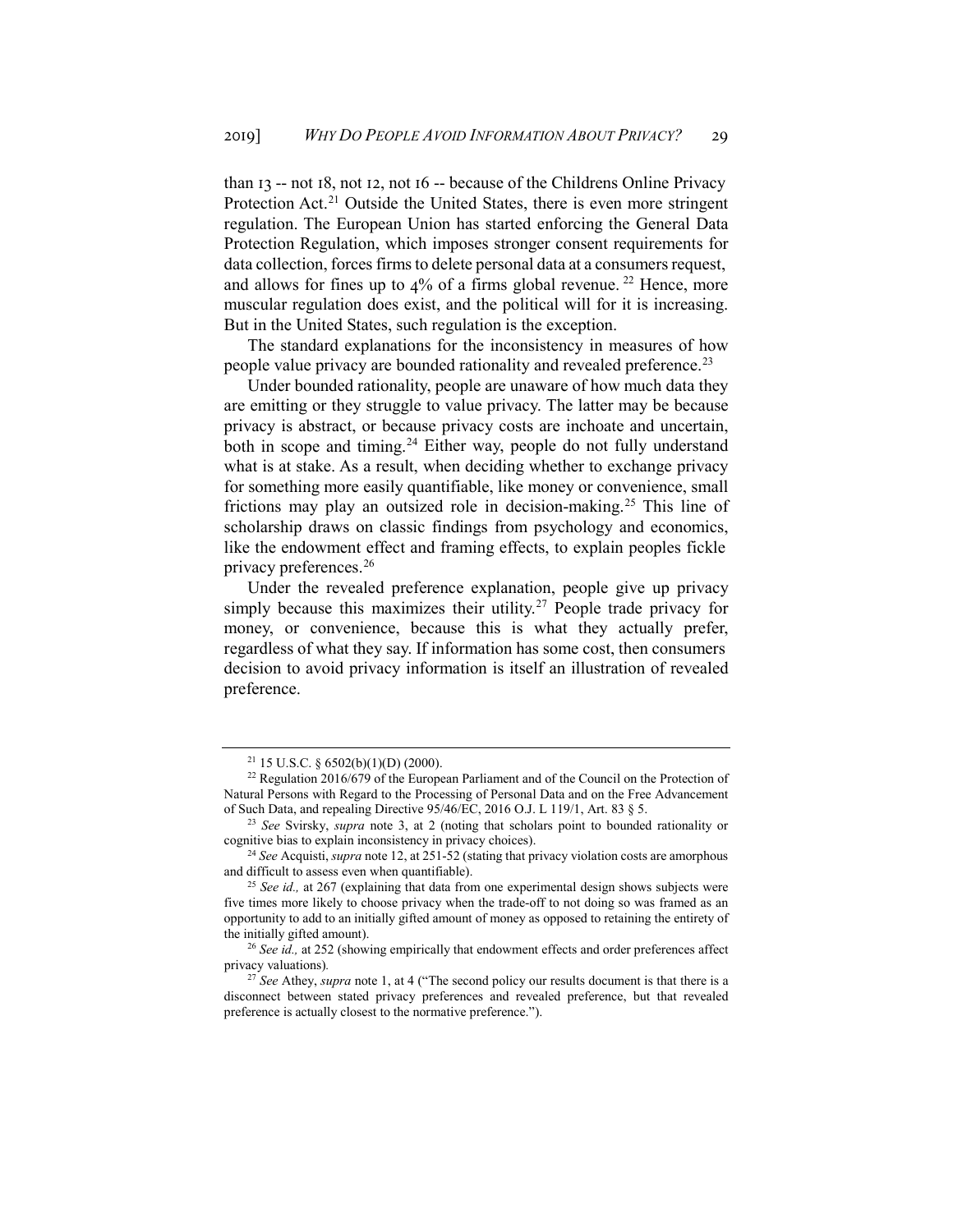than 13 -- not 18, not 12, not 16 -- because of the Childrens Online Privacy Protection Act.[21] Outside the United States, there is even more stringent regulation. The European Union has started enforcing the General Data Protection Regulation, which imposes stronger consent requirements for data collection, forces firms to delete personal data at a consumers request, and allows for fines up to 4% of a firms global revenue.[22] Hence, more muscular regulation does exist, and the political will for it is increasing. But in the United States, such regulation is the exception.

The standard explanations for the inconsistency in measures of how people value privacy are bounded rationality and revealed preference.[23]

Under bounded rationality, people are unaware of how much data they are emitting or they struggle to value privacy. The latter may be because privacy is abstract, or because privacy costs are inchoate and uncertain, both in scope and timing.[24] Either way, people do not fully understand what is at stake. As a result, when deciding whether to exchange privacy for something more easily quantifiable, like money or convenience, small frictions may play an outsized role in decision-making.[25] This line of scholarship draws on classic findings from psychology and economics, like the endowment effect and framing effects, to explain peoples fickle privacy preferences.[26]

Under the revealed preference explanation, people give up privacy simply because this maximizes their utility.[27] People trade privacy for money, or convenience, because this is what they actually prefer, regardless of what they say. If information has some cost, then consumers decision to avoid privacy information is itself an illustration of revealed preference.

---

[21] 15 U.S.C. § 6502(b)(1)(D) (2000).

[22] Regulation 2016/679 of the European Parliament and of the Council on the Protection of Natural Persons with Regard to the Processing of Personal Data and on the Free Advancement of Such Data, and repealing Directive 95/46/EC, 2016 O.J. L 119/1, Art. 83 § 5.

[23] *See* Svirsky, *supra* note 3, at 2 (noting that scholars point to bounded rationality or cognitive bias to explain inconsistency in privacy choices).

[24] *See* Acquisti, *supra* note 12, at 251-52 (stating that privacy violation costs are amorphous and difficult to assess even when quantifiable).

[25] *See id.,* at 267 (explaining that data from one experimental design shows subjects were five times more likely to choose privacy when the trade-off to not doing so was framed as an opportunity to add to an initially gifted amount of money as opposed to retaining the entirety of the initially gifted amount).

[26] *See id.,* at 252 (showing empirically that endowment effects and order preferences affect privacy valuations).

[27] *See* Athey, *supra* note 1, at 4 ("The second policy our results document is that there is a disconnect between stated privacy preferences and revealed preference, but that revealed preference is actually closest to the normative preference.").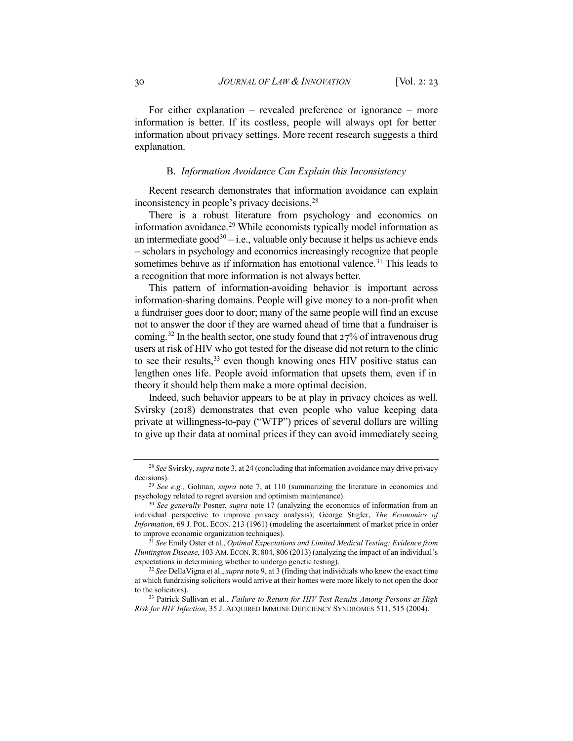For either explanation – revealed preference or ignorance – more information is better. If its costless, people will always opt for better information about privacy settings. More recent research suggests a third explanation.

### B. *Information Avoidance Can Explain this Inconsistency*

Recent research demonstrates that information avoidance can explain inconsistency in people's privacy decisions.[28]

There is a robust literature from psychology and economics on information avoidance.[29] While economists typically model information as an intermediate good[30] – i.e., valuable only because it helps us achieve ends – scholars in psychology and economics increasingly recognize that people sometimes behave as if information has emotional valence.[31] This leads to a recognition that more information is not always better.

This pattern of information-avoiding behavior is important across information-sharing domains. People will give money to a non-profit when a fundraiser goes door to door; many of the same people will find an excuse not to answer the door if they are warned ahead of time that a fundraiser is coming.[32] In the health sector, one study found that 27% of intravenous drug users at risk of HIV who got tested for the disease did not return to the clinic to see their results,[33] even though knowing ones HIV positive status can lengthen ones life. People avoid information that upsets them, even if in theory it should help them make a more optimal decision.

Indeed, such behavior appears to be at play in privacy choices as well. Svirsky (2018) demonstrates that even people who value keeping data private at willingness-to-pay ("WTP") prices of several dollars are willing to give up their data at nominal prices if they can avoid immediately seeing

---

[28] *See* Svirsky, *supra* note 3, at 24 (concluding that information avoidance may drive privacy decisions).

[29] *See e.g.,* Golman, *supra* note 7, at 110 (summarizing the literature in economics and psychology related to regret aversion and optimism maintenance).

[30] *See generally* Posner, *supra* note 17 (analyzing the economics of information from an individual perspective to improve privacy analysis); George Stigler, *The Economics of Information*, 69 J. POL. ECON. 213 (1961) (modeling the ascertainment of market price in order to improve economic organization techniques).

[31] *See* Emily Oster et al., *Optimal Expectations and Limited Medical Testing: Evidence from Huntington Disease*, 103 AM. ECON. R. 804, 806 (2013) (analyzing the impact of an individual's expectations in determining whether to undergo genetic testing).

[32] *See* DellaVigna et al., *supra* note 9, at 3 (finding that individuals who knew the exact time at which fundraising solicitors would arrive at their homes were more likely to not open the door to the solicitors).

[33] Patrick Sullivan et al., *Failure to Return for HIV Test Results Among Persons at High Risk for HIV Infection*, 35 J. ACQUIRED IMMUNE DEFICIENCY SYNDROMES 511, 515 (2004).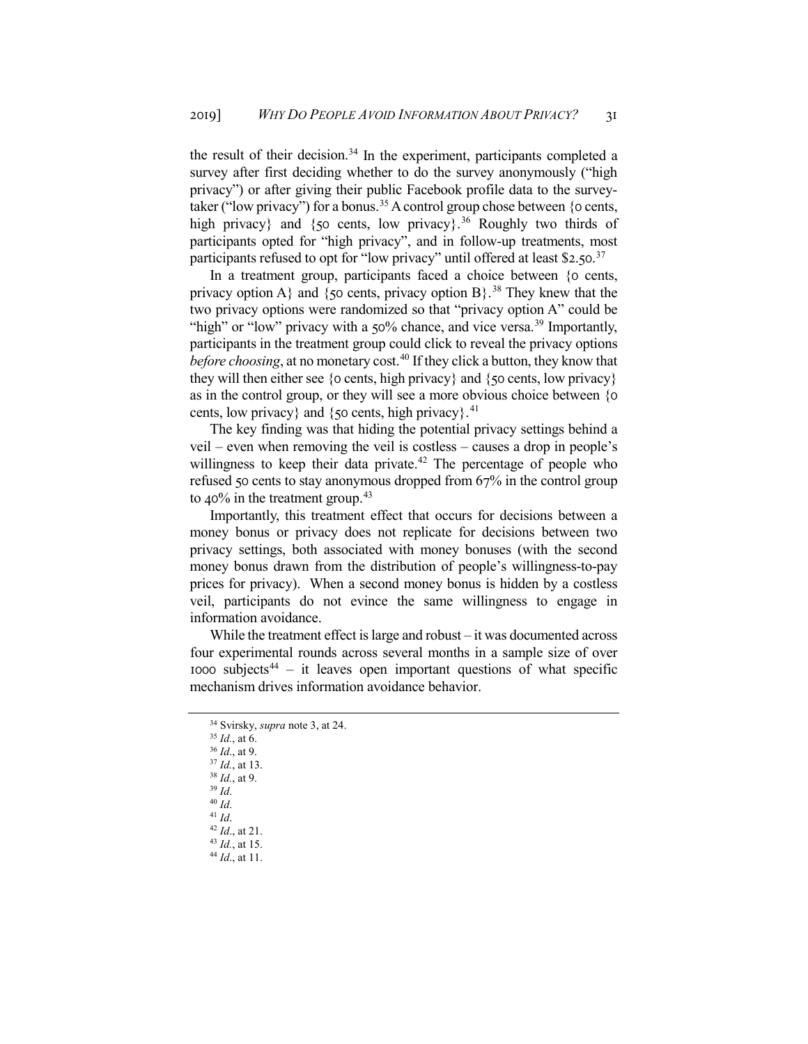the result of their decision.[34] In the experiment, participants completed a survey after first deciding whether to do the survey anonymously ("high privacy") or after giving their public Facebook profile data to the survey-taker ("low privacy") for a bonus.[35] A control group chose between {0 cents, high privacy} and {50 cents, low privacy}.[36] Roughly two thirds of participants opted for "high privacy", and in follow-up treatments, most participants refused to opt for "low privacy" until offered at least $2.50.[37]

In a treatment group, participants faced a choice between {0 cents, privacy option A} and {50 cents, privacy option B}.[38] They knew that the two privacy options were randomized so that "privacy option A" could be "high" or "low" privacy with a 50% chance, and vice versa.[39] Importantly, participants in the treatment group could click to reveal the privacy options *before choosing*, at no monetary cost.[40] If they click a button, they know that they will then either see {0 cents, high privacy} and {50 cents, low privacy} as in the control group, or they will see a more obvious choice between {0 cents, low privacy} and {50 cents, high privacy}.[41]

The key finding was that hiding the potential privacy settings behind a veil – even when removing the veil is costless – causes a drop in people's willingness to keep their data private.[42] The percentage of people who refused 50 cents to stay anonymous dropped from 67% in the control group to 40% in the treatment group.[43]

Importantly, this treatment effect that occurs for decisions between a money bonus or privacy does not replicate for decisions between two privacy settings, both associated with money bonuses (with the second money bonus drawn from the distribution of people's willingness-to-pay prices for privacy). When a second money bonus is hidden by a costless veil, participants do not evince the same willingness to engage in information avoidance.

While the treatment effect is large and robust – it was documented across four experimental rounds across several months in a sample size of over 1000 subjects[44] – it leaves open important questions of what specific mechanism drives information avoidance behavior.

---

[34] Svirsky, *supra* note 3, at 24.

[35] *Id.*, at 6.

[36] *Id*., at 9.

[37] *Id.*, at 13.

[38] *Id.*, at 9.

[39] *Id*.

[40] *Id*.

[41] *Id*.

[42] *Id*., at 21.

[43] *Id.*, at 15.

[44] *Id*., at 11.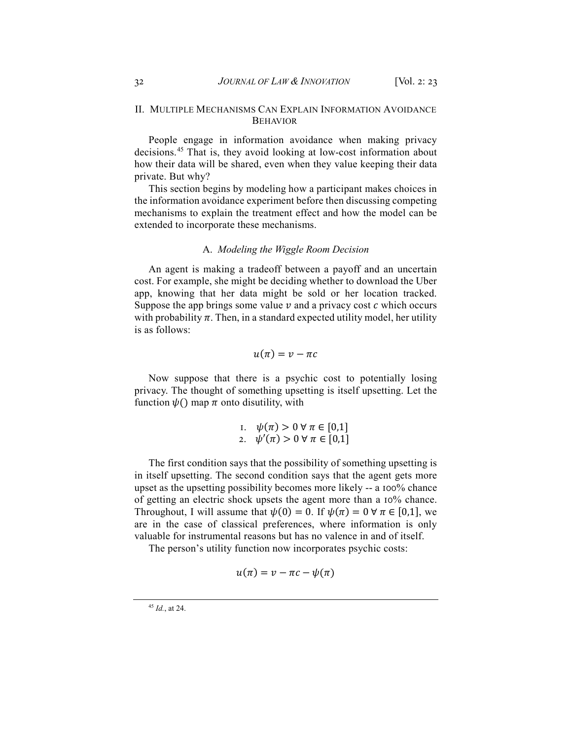## II. MULTIPLE MECHANISMS CAN EXPLAIN INFORMATION AVOIDANCE BEHAVIOR

People engage in information avoidance when making privacy decisions.[45] That is, they avoid looking at low-cost information about how their data will be shared, even when they value keeping their data private. But why?

This section begins by modeling how a participant makes choices in the information avoidance experiment before then discussing competing mechanisms to explain the treatment effect and how the model can be extended to incorporate these mechanisms.

### A. *Modeling the Wiggle Room Decision*

An agent is making a tradeoff between a payoff and an uncertain cost. For example, she might be deciding whether to download the Uber app, knowing that her data might be sold or her location tracked. Suppose the app brings some value $v$ and a privacy cost $c$ which occurs with probability $\pi$. Then, in a standard expected utility model, her utility is as follows:

$$u(\pi) = v - \pi c$$

Now suppose that there is a psychic cost to potentially losing privacy. The thought of something upsetting is itself upsetting. Let the function $\psi()$ map $\pi$ onto disutility, with

1. $\psi(\pi) > 0 \;\forall\; \pi \in [0,1]$
2. $\psi'(\pi) > 0 \;\forall\; \pi \in [0,1]$

The first condition says that the possibility of something upsetting is in itself upsetting. The second condition says that the agent gets more upset as the upsetting possibility becomes more likely -- a 100% chance of getting an electric shock upsets the agent more than a 10% chance. Throughout, I will assume that $\psi(0) = 0$. If $\psi(\pi) = 0 \;\forall\; \pi \in [0,1]$, we are in the case of classical preferences, where information is only valuable for instrumental reasons but has no valence in and of itself.

The person's utility function now incorporates psychic costs:

$$u(\pi) = v - \pi c - \psi(\pi)$$

[45] *Id.*, at 24.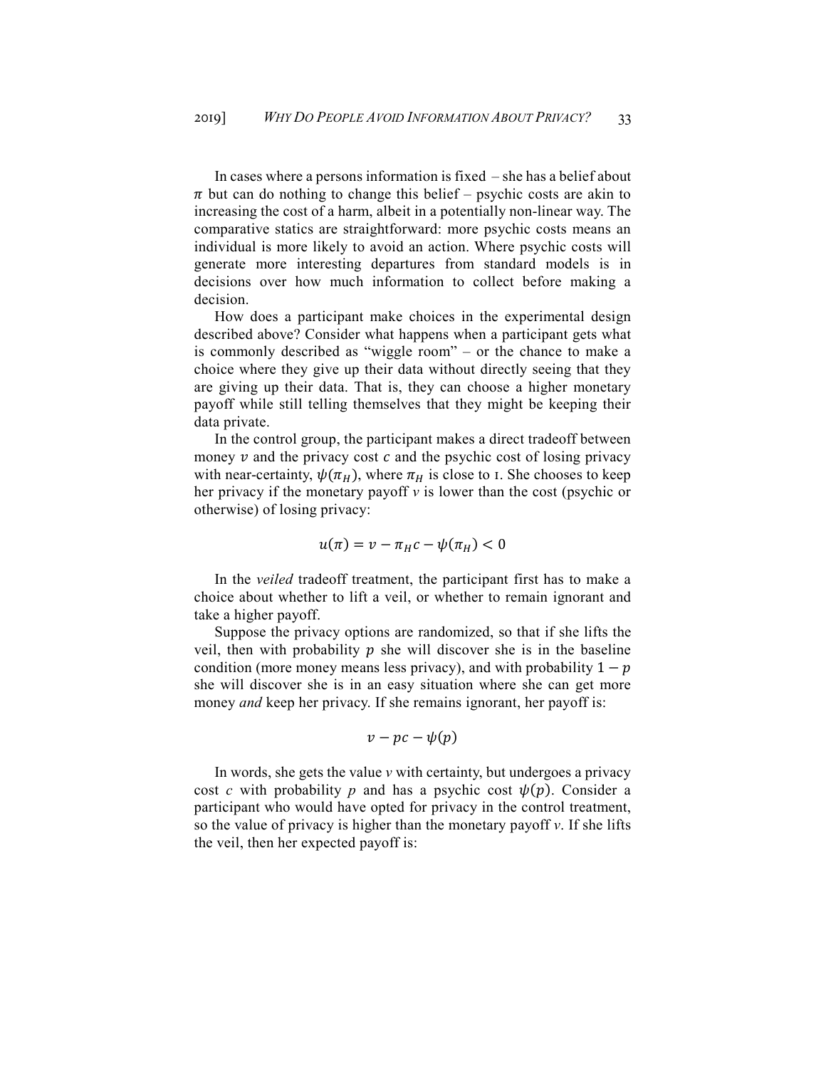In cases where a persons information is fixed – she has a belief about $\pi$ but can do nothing to change this belief – psychic costs are akin to increasing the cost of a harm, albeit in a potentially non-linear way. The comparative statics are straightforward: more psychic costs means an individual is more likely to avoid an action. Where psychic costs will generate more interesting departures from standard models is in decisions over how much information to collect before making a decision.

How does a participant make choices in the experimental design described above? Consider what happens when a participant gets what is commonly described as "wiggle room" – or the chance to make a choice where they give up their data without directly seeing that they are giving up their data. That is, they can choose a higher monetary payoff while still telling themselves that they might be keeping their data private.

In the control group, the participant makes a direct tradeoff between money $v$ and the privacy cost $c$ and the psychic cost of losing privacy with near-certainty, $\psi(\pi_H)$, where $\pi_H$ is close to 1. She chooses to keep her privacy if the monetary payoff $v$ is lower than the cost (psychic or otherwise) of losing privacy:

$$u(\pi) = v - \pi_H c - \psi(\pi_H) < 0$$

In the *veiled* tradeoff treatment, the participant first has to make a choice about whether to lift a veil, or whether to remain ignorant and take a higher payoff.

Suppose the privacy options are randomized, so that if she lifts the veil, then with probability $p$ she will discover she is in the baseline condition (more money means less privacy), and with probability $1 - p$ she will discover she is in an easy situation where she can get more money *and* keep her privacy. If she remains ignorant, her payoff is:

$$v - pc - \psi(p)$$

In words, she gets the value $v$ with certainty, but undergoes a privacy cost $c$ with probability $p$ and has a psychic cost $\psi(p)$. Consider a participant who would have opted for privacy in the control treatment, so the value of privacy is higher than the monetary payoff $v$. If she lifts the veil, then her expected payoff is: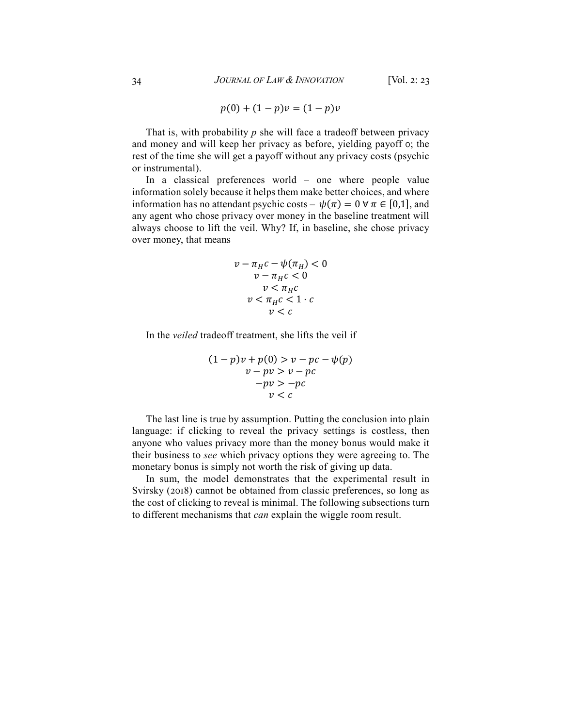$$p(0) + (1 - p)v = (1 - p)v$$

That is, with probability $p$ she will face a tradeoff between privacy and money and will keep her privacy as before, yielding payoff 0; the rest of the time she will get a payoff without any privacy costs (psychic or instrumental).

In a classical preferences world – one where people value information solely because it helps them make better choices, and where information has no attendant psychic costs – $\psi(\pi) = 0 \; \forall \, \pi \in [0,1]$, and any agent who chose privacy over money in the baseline treatment will always choose to lift the veil. Why? If, in baseline, she chose privacy over money, that means

$$\begin{gathered} v - \pi_H c - \psi(\pi_H) < 0 \\ v - \pi_H c < 0 \\ v < \pi_H c \\ v < \pi_H c < 1 \cdot c \\ v < c \end{gathered}$$

In the *veiled* tradeoff treatment, she lifts the veil if

$$\begin{gathered} (1 - p)v + p(0) > v - pc - \psi(p) \\ v - pv > v - pc \\ -pv > -pc \\ v < c \end{gathered}$$

The last line is true by assumption. Putting the conclusion into plain language: if clicking to reveal the privacy settings is costless, then anyone who values privacy more than the money bonus would make it their business to *see* which privacy options they were agreeing to. The monetary bonus is simply not worth the risk of giving up data.

In sum, the model demonstrates that the experimental result in Svirsky (2018) cannot be obtained from classic preferences, so long as the cost of clicking to reveal is minimal. The following subsections turn to different mechanisms that *can* explain the wiggle room result.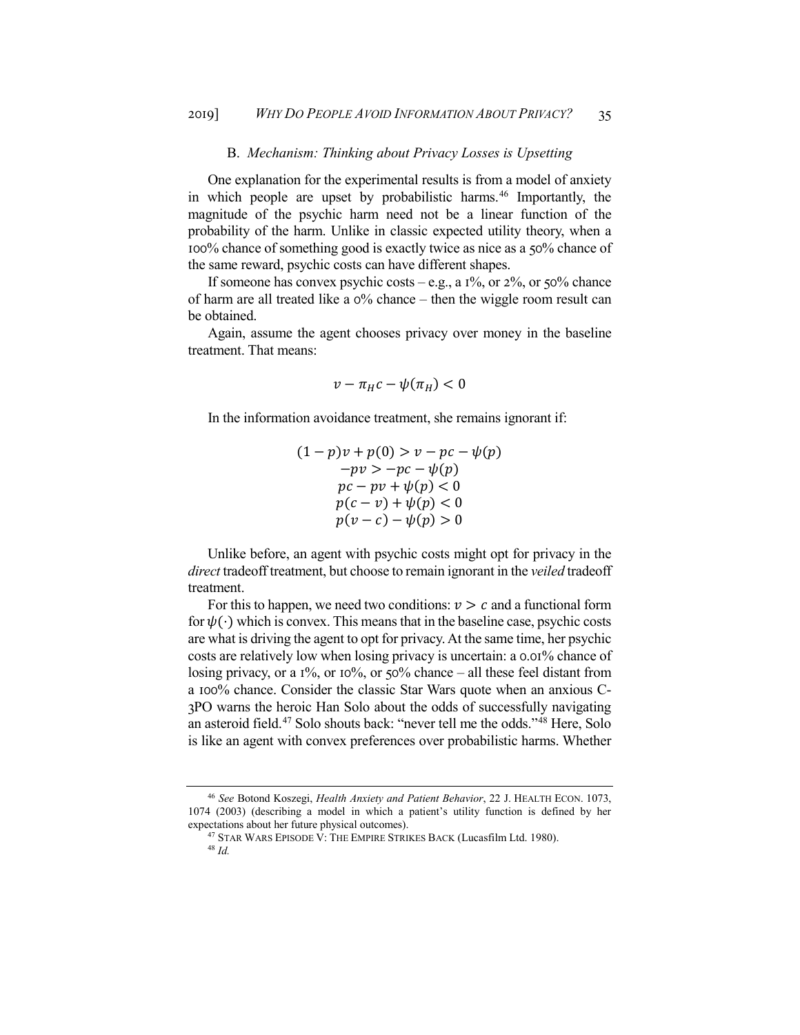### B. *Mechanism: Thinking about Privacy Losses is Upsetting*

One explanation for the experimental results is from a model of anxiety in which people are upset by probabilistic harms.[46] Importantly, the magnitude of the psychic harm need not be a linear function of the probability of the harm. Unlike in classic expected utility theory, when a 100% chance of something good is exactly twice as nice as a 50% chance of the same reward, psychic costs can have different shapes.

If someone has convex psychic costs – e.g., a 1%, or 2%, or 50% chance of harm are all treated like a 0% chance – then the wiggle room result can be obtained.

Again, assume the agent chooses privacy over money in the baseline treatment. That means:

$$v - \pi_H c - \psi(\pi_H) < 0$$

In the information avoidance treatment, she remains ignorant if:

$$\begin{gathered}(1-p)v + p(0) > v - pc - \psi(p) \\ -pv > -pc - \psi(p) \\ pc - pv + \psi(p) < 0 \\ p(c - v) + \psi(p) < 0 \\ p(v - c) - \psi(p) > 0\end{gathered}$$

Unlike before, an agent with psychic costs might opt for privacy in the *direct* tradeoff treatment, but choose to remain ignorant in the *veiled* tradeoff treatment.

For this to happen, we need two conditions: $v > c$ and a functional form for $\psi(\cdot)$ which is convex. This means that in the baseline case, psychic costs are what is driving the agent to opt for privacy. At the same time, her psychic costs are relatively low when losing privacy is uncertain: a 0.01% chance of losing privacy, or a 1%, or 10%, or 50% chance – all these feel distant from a 100% chance. Consider the classic Star Wars quote when an anxious C-3PO warns the heroic Han Solo about the odds of successfully navigating an asteroid field.[47] Solo shouts back: "never tell me the odds."[48] Here, Solo is like an agent with convex preferences over probabilistic harms. Whether

---

[46] *See* Botond Koszegi, *Health Anxiety and Patient Behavior*, 22 J. HEALTH ECON. 1073, 1074 (2003) (describing a model in which a patient's utility function is defined by her expectations about her future physical outcomes).

[47] STAR WARS EPISODE V: THE EMPIRE STRIKES BACK (Lucasfilm Ltd. 1980).

[48] *Id.*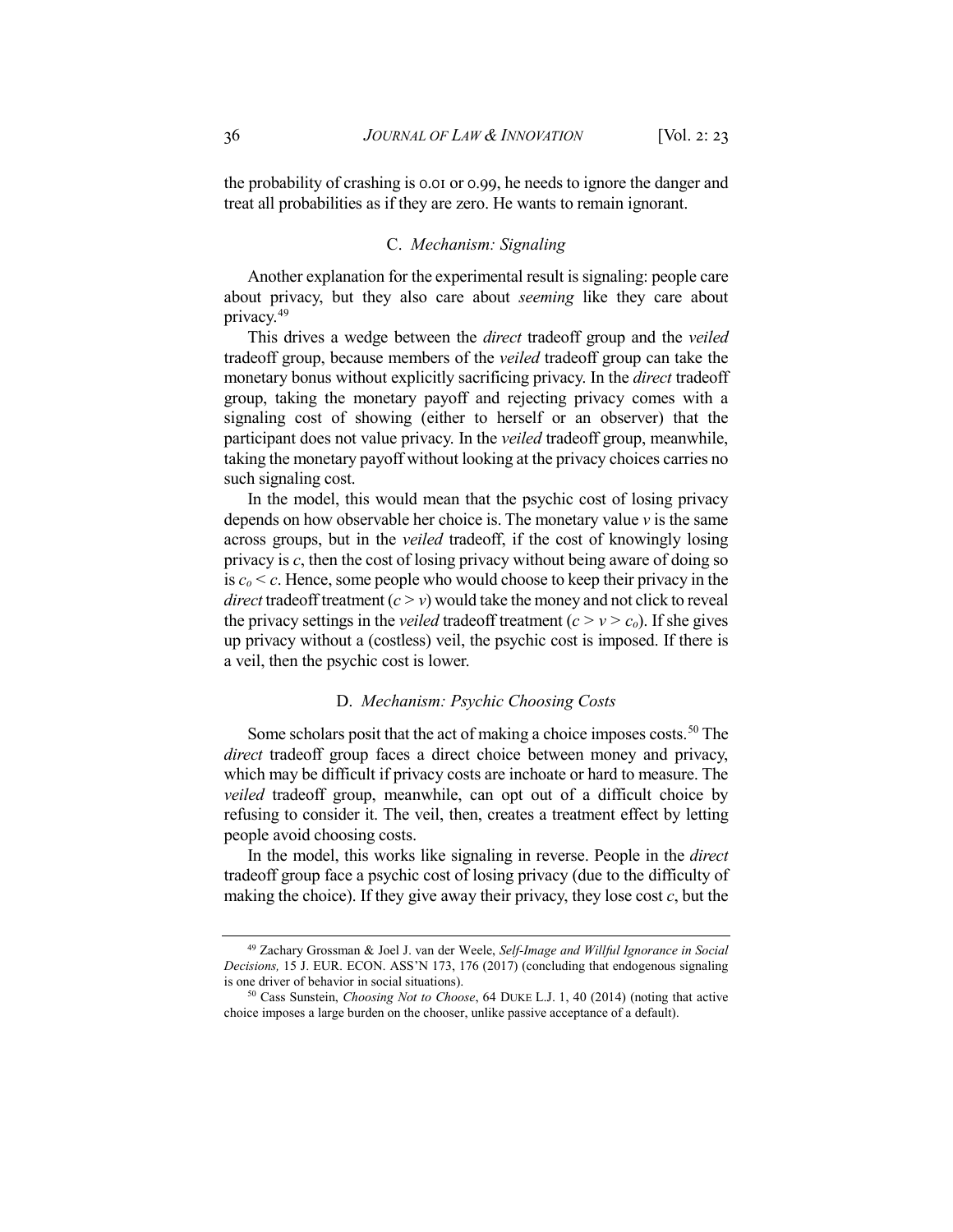the probability of crashing is 0.01 or 0.99, he needs to ignore the danger and treat all probabilities as if they are zero. He wants to remain ignorant.

### C. *Mechanism: Signaling*

Another explanation for the experimental result is signaling: people care about privacy, but they also care about *seeming* like they care about privacy.[49]

This drives a wedge between the *direct* tradeoff group and the *veiled* tradeoff group, because members of the *veiled* tradeoff group can take the monetary bonus without explicitly sacrificing privacy. In the *direct* tradeoff group, taking the monetary payoff and rejecting privacy comes with a signaling cost of showing (either to herself or an observer) that the participant does not value privacy. In the *veiled* tradeoff group, meanwhile, taking the monetary payoff without looking at the privacy choices carries no such signaling cost.

In the model, this would mean that the psychic cost of losing privacy depends on how observable her choice is. The monetary value $v$ is the same across groups, but in the *veiled* tradeoff, if the cost of knowingly losing privacy is $c$, then the cost of losing privacy without being aware of doing so is $c_o < c$. Hence, some people who would choose to keep their privacy in the *direct* tradeoff treatment ($c > v$) would take the money and not click to reveal the privacy settings in the *veiled* tradeoff treatment ($c > v > c_o$). If she gives up privacy without a (costless) veil, the psychic cost is imposed. If there is a veil, then the psychic cost is lower.

### D. *Mechanism: Psychic Choosing Costs*

Some scholars posit that the act of making a choice imposes costs.[50] The *direct* tradeoff group faces a direct choice between money and privacy, which may be difficult if privacy costs are inchoate or hard to measure. The *veiled* tradeoff group, meanwhile, can opt out of a difficult choice by refusing to consider it. The veil, then, creates a treatment effect by letting people avoid choosing costs.

In the model, this works like signaling in reverse. People in the *direct* tradeoff group face a psychic cost of losing privacy (due to the difficulty of making the choice). If they give away their privacy, they lose cost $c$, but the

---

[49] Zachary Grossman & Joel J. van der Weele, *Self-Image and Willful Ignorance in Social Decisions,* 15 J. EUR. ECON. ASS'N 173, 176 (2017) (concluding that endogenous signaling is one driver of behavior in social situations).

[50] Cass Sunstein, *Choosing Not to Choose*, 64 DUKE L.J. 1, 40 (2014) (noting that active choice imposes a large burden on the chooser, unlike passive acceptance of a default).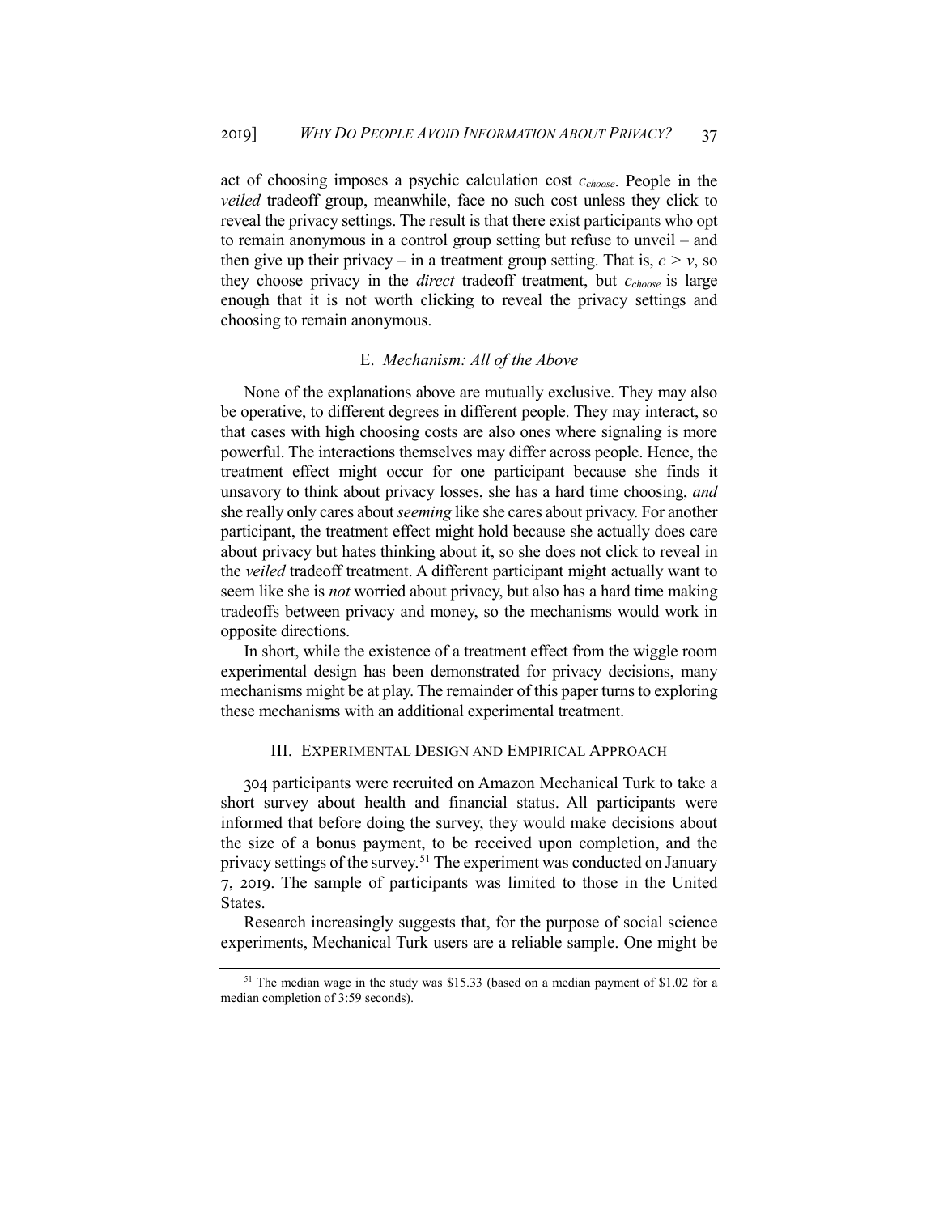act of choosing imposes a psychic calculation cost $c_{choose}$. People in the *veiled* tradeoff group, meanwhile, face no such cost unless they click to reveal the privacy settings. The result is that there exist participants who opt to remain anonymous in a control group setting but refuse to unveil – and then give up their privacy – in a treatment group setting. That is, $c > v$, so they choose privacy in the *direct* tradeoff treatment, but $c_{choose}$ is large enough that it is not worth clicking to reveal the privacy settings and choosing to remain anonymous.

### E. *Mechanism: All of the Above*

None of the explanations above are mutually exclusive. They may also be operative, to different degrees in different people. They may interact, so that cases with high choosing costs are also ones where signaling is more powerful. The interactions themselves may differ across people. Hence, the treatment effect might occur for one participant because she finds it unsavory to think about privacy losses, she has a hard time choosing, *and* she really only cares about *seeming* like she cares about privacy. For another participant, the treatment effect might hold because she actually does care about privacy but hates thinking about it, so she does not click to reveal in the *veiled* tradeoff treatment. A different participant might actually want to seem like she is *not* worried about privacy, but also has a hard time making tradeoffs between privacy and money, so the mechanisms would work in opposite directions.

In short, while the existence of a treatment effect from the wiggle room experimental design has been demonstrated for privacy decisions, many mechanisms might be at play. The remainder of this paper turns to exploring these mechanisms with an additional experimental treatment.

## III. Experimental Design and Empirical Approach

304 participants were recruited on Amazon Mechanical Turk to take a short survey about health and financial status. All participants were informed that before doing the survey, they would make decisions about the size of a bonus payment, to be received upon completion, and the privacy settings of the survey.[51] The experiment was conducted on January 7, 2019. The sample of participants was limited to those in the United States.

Research increasingly suggests that, for the purpose of social science experiments, Mechanical Turk users are a reliable sample. One might be

[51] The median wage in the study was $15.33 (based on a median payment of $1.02 for a median completion of 3:59 seconds).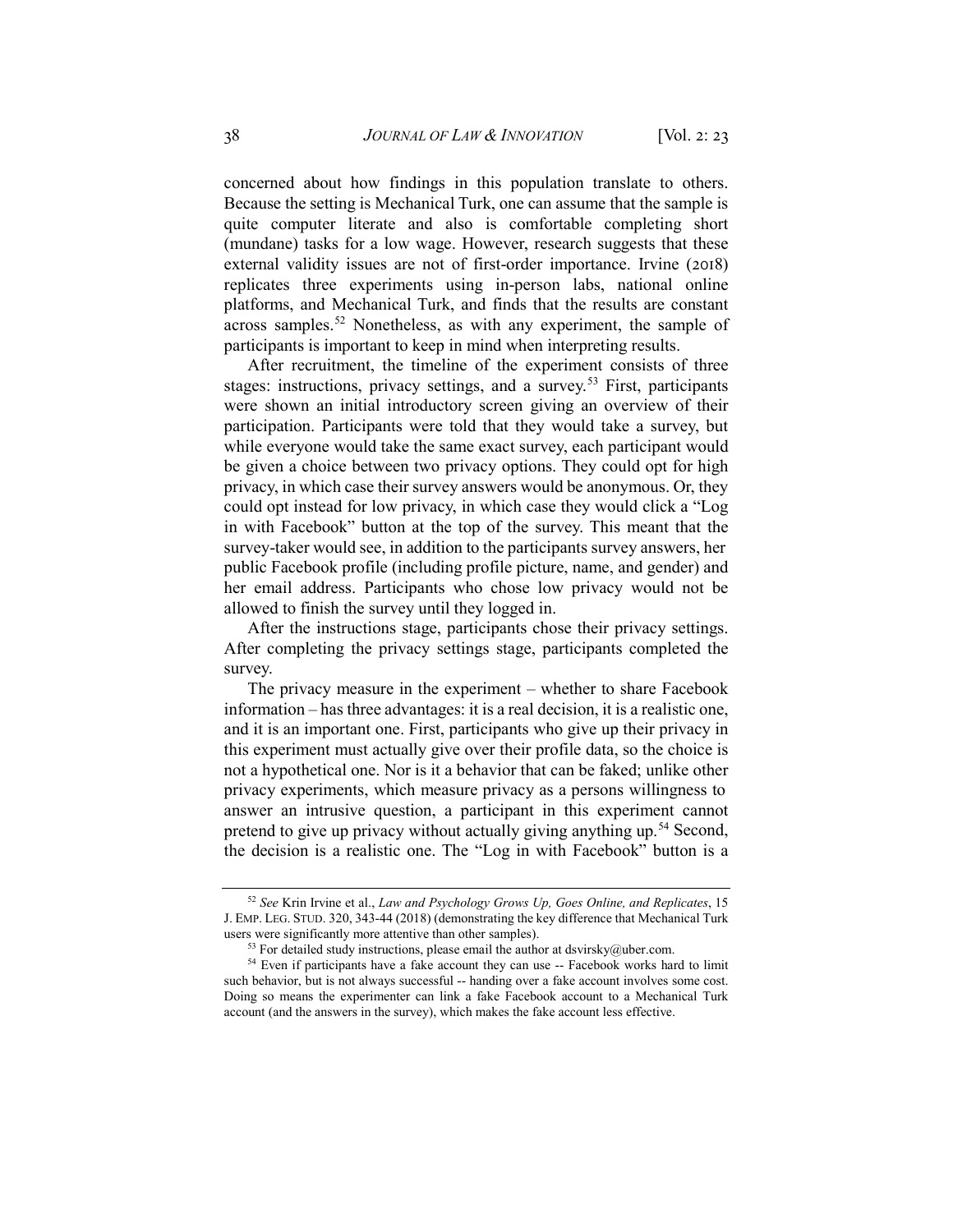concerned about how findings in this population translate to others. Because the setting is Mechanical Turk, one can assume that the sample is quite computer literate and also is comfortable completing short (mundane) tasks for a low wage. However, research suggests that these external validity issues are not of first-order importance. Irvine (2018) replicates three experiments using in-person labs, national online platforms, and Mechanical Turk, and finds that the results are constant across samples.[52] Nonetheless, as with any experiment, the sample of participants is important to keep in mind when interpreting results.

After recruitment, the timeline of the experiment consists of three stages: instructions, privacy settings, and a survey.[53] First, participants were shown an initial introductory screen giving an overview of their participation. Participants were told that they would take a survey, but while everyone would take the same exact survey, each participant would be given a choice between two privacy options. They could opt for high privacy, in which case their survey answers would be anonymous. Or, they could opt instead for low privacy, in which case they would click a "Log in with Facebook" button at the top of the survey. This meant that the survey-taker would see, in addition to the participants survey answers, her public Facebook profile (including profile picture, name, and gender) and her email address. Participants who chose low privacy would not be allowed to finish the survey until they logged in.

After the instructions stage, participants chose their privacy settings. After completing the privacy settings stage, participants completed the survey.

The privacy measure in the experiment – whether to share Facebook information – has three advantages: it is a real decision, it is a realistic one, and it is an important one. First, participants who give up their privacy in this experiment must actually give over their profile data, so the choice is not a hypothetical one. Nor is it a behavior that can be faked; unlike other privacy experiments, which measure privacy as a persons willingness to answer an intrusive question, a participant in this experiment cannot pretend to give up privacy without actually giving anything up.[54] Second, the decision is a realistic one. The "Log in with Facebook" button is a

---

[52] *See* Krin Irvine et al., *Law and Psychology Grows Up, Goes Online, and Replicates*, 15 J. EMP. LEG. STUD. 320, 343-44 (2018) (demonstrating the key difference that Mechanical Turk users were significantly more attentive than other samples).

[53] For detailed study instructions, please email the author at dsvirsky@uber.com.

[54] Even if participants have a fake account they can use -- Facebook works hard to limit such behavior, but is not always successful -- handing over a fake account involves some cost. Doing so means the experimenter can link a fake Facebook account to a Mechanical Turk account (and the answers in the survey), which makes the fake account less effective.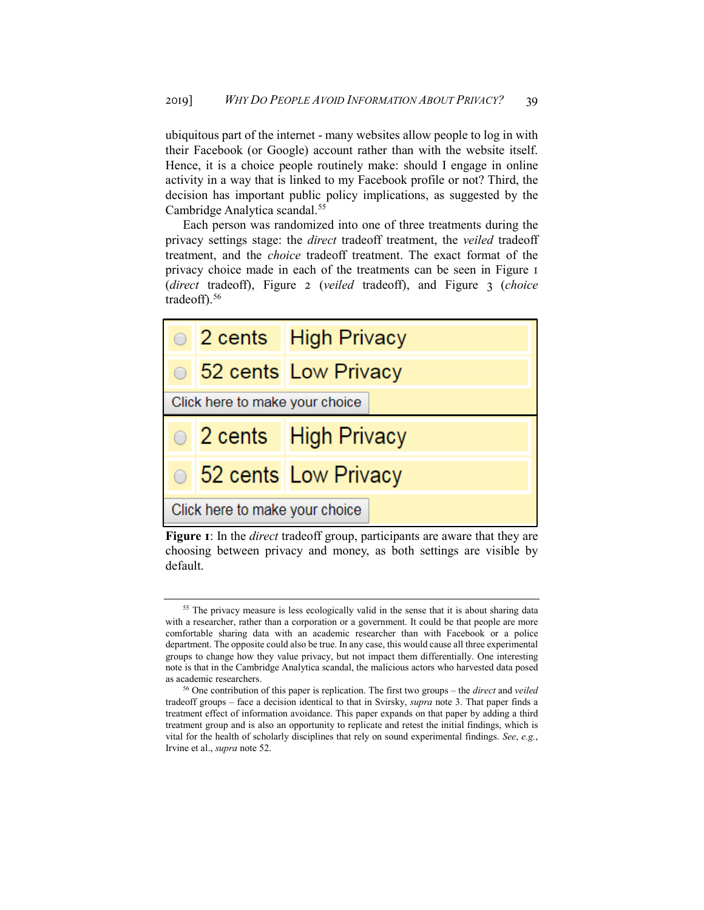ubiquitous part of the internet - many websites allow people to log in with their Facebook (or Google) account rather than with the website itself. Hence, it is a choice people routinely make: should I engage in online activity in a way that is linked to my Facebook profile or not? Third, the decision has important public policy implications, as suggested by the Cambridge Analytica scandal.[55]

Each person was randomized into one of three treatments during the privacy settings stage: the *direct* tradeoff treatment, the *veiled* tradeoff treatment, and the *choice* tradeoff treatment. The exact format of the privacy choice made in each of the treatments can be seen in Figure 1 (*direct* tradeoff), Figure 2 (*veiled* tradeoff), and Figure 3 (*choice* tradeoff).[56]

| | | |
|---|---|---|
| ○ | 2 cents | High Privacy |
| ○ | 52 cents | Low Privacy |
| Click here to make your choice | | |

| | | |
|---|---|---|
| ○ | 2 cents | High Privacy |
| ○ | 52 cents | Low Privacy |
| Click here to make your choice | | |

**Figure 1**: In the *direct* tradeoff group, participants are aware that they are choosing between privacy and money, as both settings are visible by default.

[55] The privacy measure is less ecologically valid in the sense that it is about sharing data with a researcher, rather than a corporation or a government. It could be that people are more comfortable sharing data with an academic researcher than with Facebook or a police department. The opposite could also be true. In any case, this would cause all three experimental groups to change how they value privacy, but not impact them differentially. One interesting note is that in the Cambridge Analytica scandal, the malicious actors who harvested data posed as academic researchers.

[56] One contribution of this paper is replication. The first two groups – the *direct* and *veiled* tradeoff groups – face a decision identical to that in Svirsky, *supra* note 3. That paper finds a treatment effect of information avoidance. This paper expands on that paper by adding a third treatment group and is also an opportunity to replicate and retest the initial findings, which is vital for the health of scholarly disciplines that rely on sound experimental findings. *See*, *e.g.*, Irvine et al., *supra* note 52.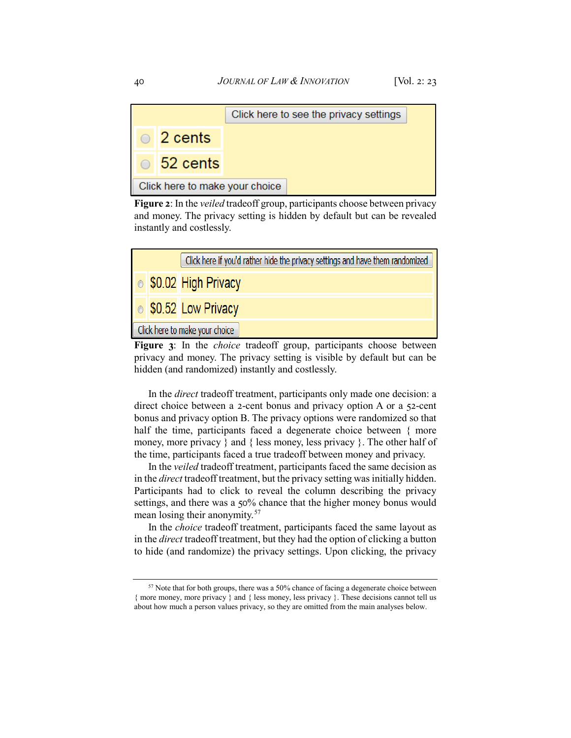| | Click here to see the privacy settings |
|---|---|
| ○ 2 cents | |
| ○ 52 cents | |
| Click here to make your choice | |

**Figure 2**: In the *veiled* tradeoff group, participants choose between privacy and money. The privacy setting is hidden by default but can be revealed instantly and costlessly.

| | | Click here if you'd rather hide the privacy settings and have them randomized |
|---|---|---|
| ○ | $0.02 | High Privacy |
| ○ | $0.52 | Low Privacy |
| Click here to make your choice | | |

**Figure 3**: In the *choice* tradeoff group, participants choose between privacy and money. The privacy setting is visible by default but can be hidden (and randomized) instantly and costlessly.

In the *direct* tradeoff treatment, participants only made one decision: a direct choice between a 2-cent bonus and privacy option A or a 52-cent bonus and privacy option B. The privacy options were randomized so that half the time, participants faced a degenerate choice between { more money, more privacy } and { less money, less privacy }. The other half of the time, participants faced a true tradeoff between money and privacy.

In the *veiled* tradeoff treatment, participants faced the same decision as in the *direct* tradeoff treatment, but the privacy setting was initially hidden. Participants had to click to reveal the column describing the privacy settings, and there was a 50% chance that the higher money bonus would mean losing their anonymity.[57]

In the *choice* tradeoff treatment, participants faced the same layout as in the *direct* tradeoff treatment, but they had the option of clicking a button to hide (and randomize) the privacy settings. Upon clicking, the privacy

---

[57] Note that for both groups, there was a 50% chance of facing a degenerate choice between { more money, more privacy } and { less money, less privacy }. These decisions cannot tell us about how much a person values privacy, so they are omitted from the main analyses below.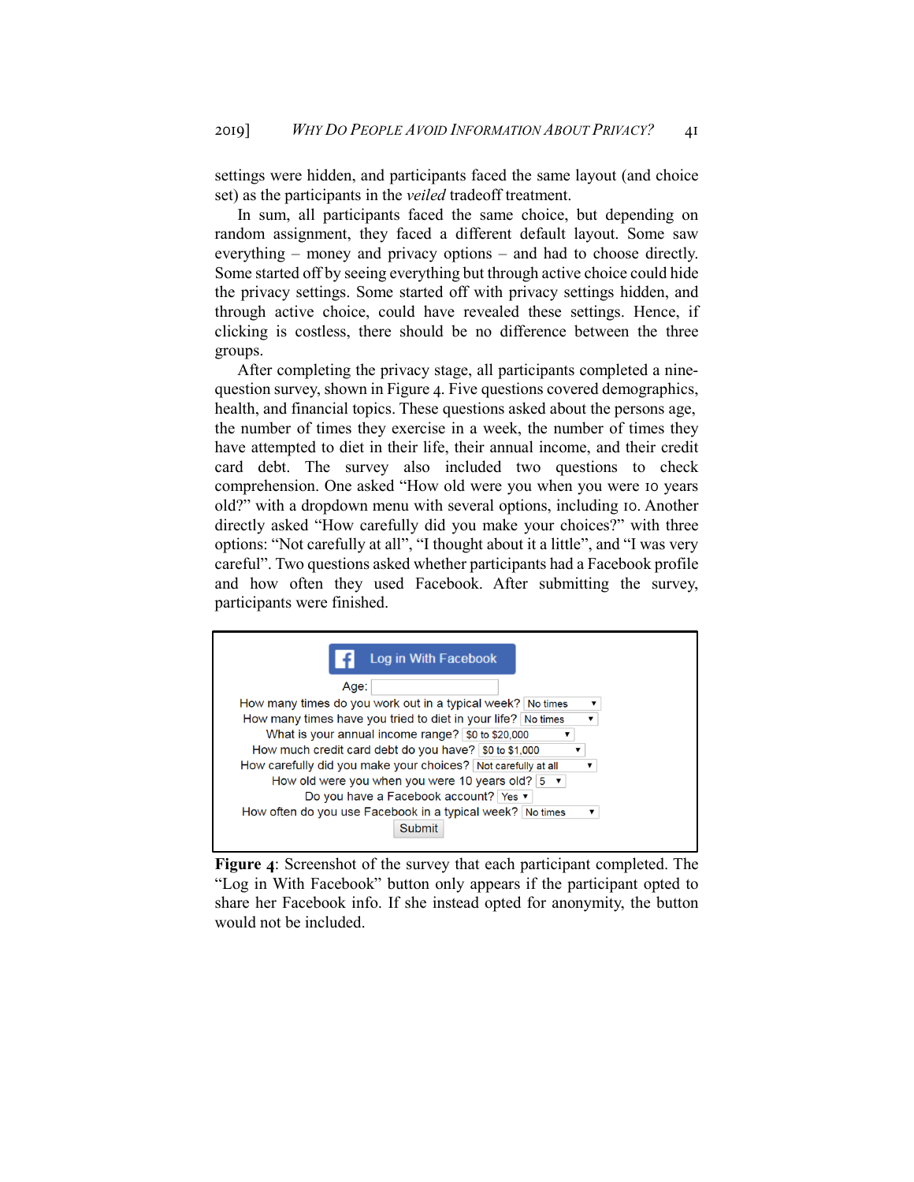settings were hidden, and participants faced the same layout (and choice set) as the participants in the *veiled* tradeoff treatment.

In sum, all participants faced the same choice, but depending on random assignment, they faced a different default layout. Some saw everything – money and privacy options – and had to choose directly. Some started off by seeing everything but through active choice could hide the privacy settings. Some started off with privacy settings hidden, and through active choice, could have revealed these settings. Hence, if clicking is costless, there should be no difference between the three groups.

After completing the privacy stage, all participants completed a nine-question survey, shown in Figure 4. Five questions covered demographics, health, and financial topics. These questions asked about the persons age, the number of times they exercise in a week, the number of times they have attempted to diet in their life, their annual income, and their credit card debt. The survey also included two questions to check comprehension. One asked "How old were you when you were 10 years old?" with a dropdown menu with several options, including 10. Another directly asked "How carefully did you make your choices?" with three options: "Not carefully at all", "I thought about it a little", and "I was very careful". Two questions asked whether participants had a Facebook profile and how often they used Facebook. After submitting the survey, participants were finished.

Log in With Facebook

Age:

How many times do you work out in a typical week? No times

How many times have you tried to diet in your life? No times

What is your annual income range? $0 to $20,000

How much credit card debt do you have? $0 to $1,000

How carefully did you make your choices? Not carefully at all

How old were you when you were 10 years old? 5

Do you have a Facebook account? Yes

How often do you use Facebook in a typical week? No times

Submit

**Figure 4**: Screenshot of the survey that each participant completed. The "Log in With Facebook" button only appears if the participant opted to share her Facebook info. If she instead opted for anonymity, the button would not be included.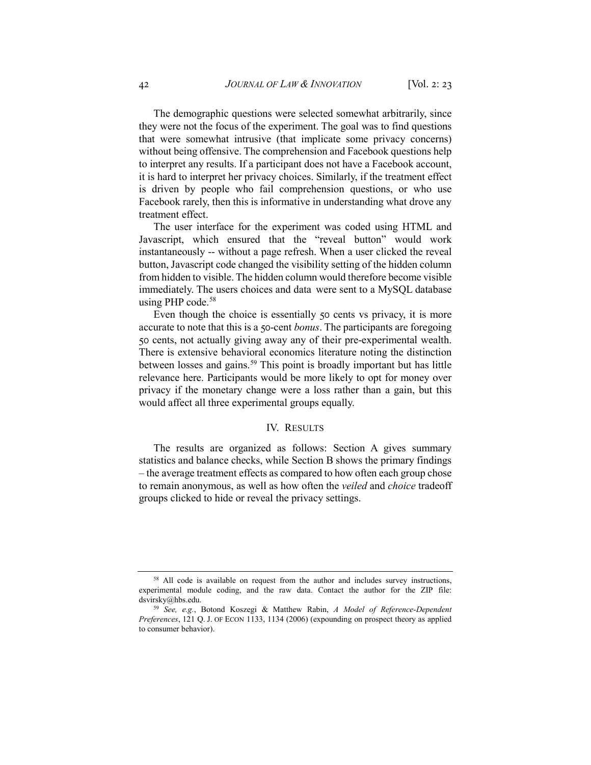The demographic questions were selected somewhat arbitrarily, since they were not the focus of the experiment. The goal was to find questions that were somewhat intrusive (that implicate some privacy concerns) without being offensive. The comprehension and Facebook questions help to interpret any results. If a participant does not have a Facebook account, it is hard to interpret her privacy choices. Similarly, if the treatment effect is driven by people who fail comprehension questions, or who use Facebook rarely, then this is informative in understanding what drove any treatment effect.

The user interface for the experiment was coded using HTML and Javascript, which ensured that the "reveal button" would work instantaneously -- without a page refresh. When a user clicked the reveal button, Javascript code changed the visibility setting of the hidden column from hidden to visible. The hidden column would therefore become visible immediately. The users choices and data were sent to a MySQL database using PHP code.[58]

Even though the choice is essentially 50 cents vs privacy, it is more accurate to note that this is a 50-cent *bonus*. The participants are foregoing 50 cents, not actually giving away any of their pre-experimental wealth. There is extensive behavioral economics literature noting the distinction between losses and gains.[59] This point is broadly important but has little relevance here. Participants would be more likely to opt for money over privacy if the monetary change were a loss rather than a gain, but this would affect all three experimental groups equally.

## IV. Results

The results are organized as follows: Section A gives summary statistics and balance checks, while Section B shows the primary findings – the average treatment effects as compared to how often each group chose to remain anonymous, as well as how often the *veiled* and *choice* tradeoff groups clicked to hide or reveal the privacy settings.

---

[58] All code is available on request from the author and includes survey instructions, experimental module coding, and the raw data. Contact the author for the ZIP file: dsvirsky@hbs.edu.

[59] *See, e.g.*, Botond Koszegi & Matthew Rabin, *A Model of Reference-Dependent Preferences*, 121 Q. J. OF ECON 1133, 1134 (2006) (expounding on prospect theory as applied to consumer behavior).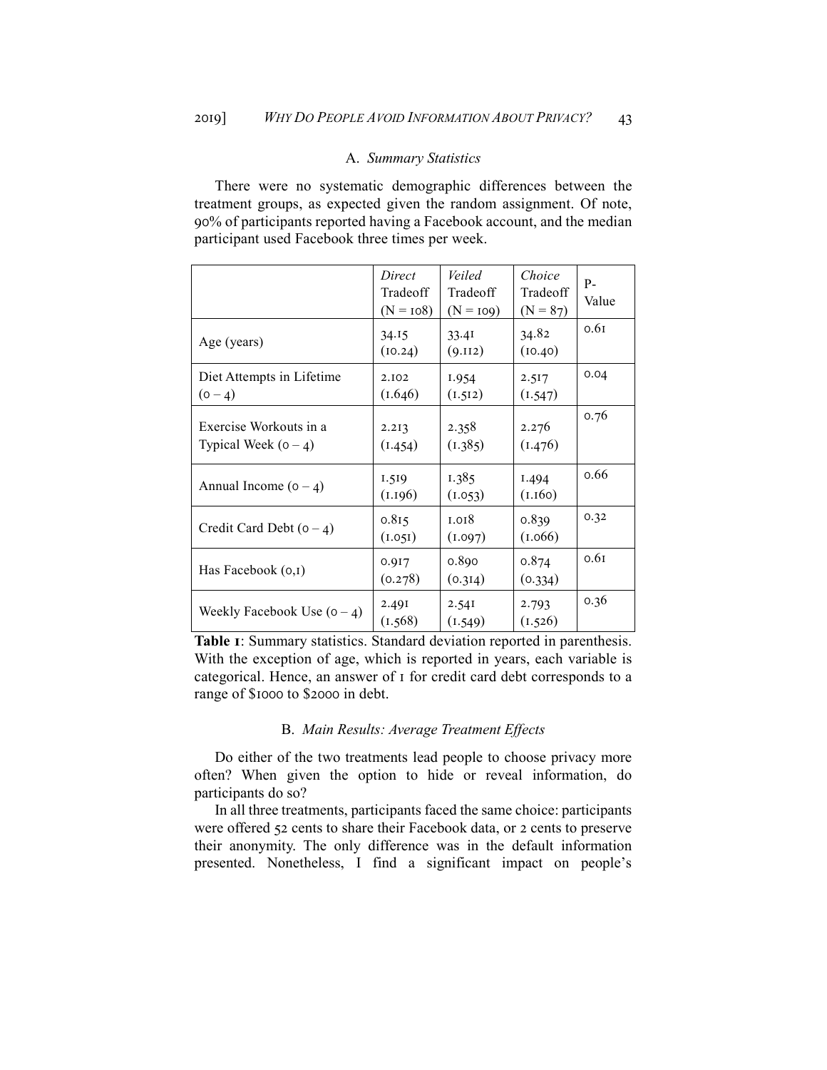### A. *Summary Statistics*

There were no systematic demographic differences between the treatment groups, as expected given the random assignment. Of note, 90% of participants reported having a Facebook account, and the median participant used Facebook three times per week.

| | *Direct* Tradeoff (N = 108) | *Veiled* Tradeoff (N = 109) | *Choice* Tradeoff (N = 87) | P-Value |
|---|---|---|---|---|
| Age (years) | 34.15 (10.24) | 33.41 (9.112) | 34.82 (10.40) | 0.61 |
| Diet Attempts in Lifetime (0 – 4) | 2.102 (1.646) | 1.954 (1.512) | 2.517 (1.547) | 0.04 |
| Exercise Workouts in a Typical Week (0 – 4) | 2.213 (1.454) | 2.358 (1.385) | 2.276 (1.476) | 0.76 |
| Annual Income (0 – 4) | 1.519 (1.196) | 1.385 (1.053) | 1.494 (1.160) | 0.66 |
| Credit Card Debt (0 – 4) | 0.815 (1.051) | 1.018 (1.097) | 0.839 (1.066) | 0.32 |
| Has Facebook (0,1) | 0.917 (0.278) | 0.890 (0.314) | 0.874 (0.334) | 0.61 |
| Weekly Facebook Use (0 – 4) | 2.491 (1.568) | 2.541 (1.549) | 2.793 (1.526) | 0.36 |

**Table 1**: Summary statistics. Standard deviation reported in parenthesis. With the exception of age, which is reported in years, each variable is categorical. Hence, an answer of 1 for credit card debt corresponds to a range of $1000 to $2000 in debt.

### B. *Main Results: Average Treatment Effects*

Do either of the two treatments lead people to choose privacy more often? When given the option to hide or reveal information, do participants do so?

In all three treatments, participants faced the same choice: participants were offered 52 cents to share their Facebook data, or 2 cents to preserve their anonymity. The only difference was in the default information presented. Nonetheless, I find a significant impact on people's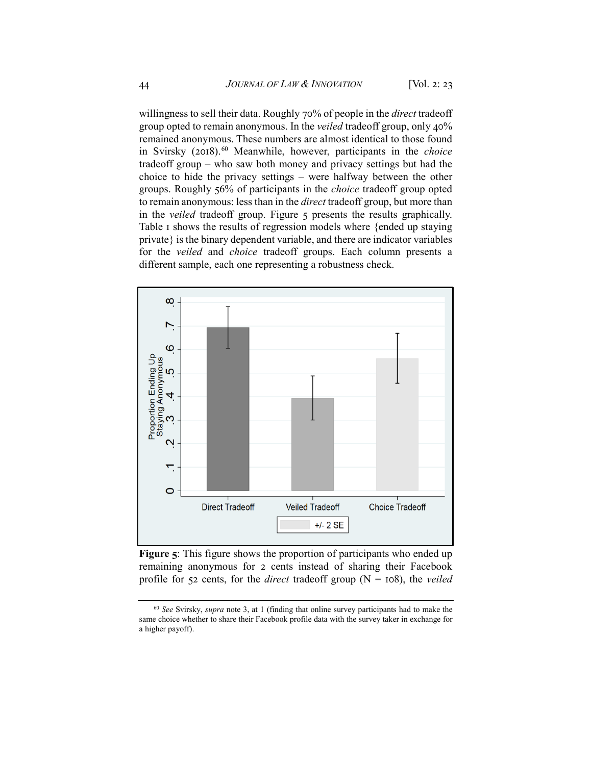willingness to sell their data. Roughly 70% of people in the *direct* tradeoff group opted to remain anonymous. In the *veiled* tradeoff group, only 40% remained anonymous. These numbers are almost identical to those found in Svirsky (2018).[60] Meanwhile, however, participants in the *choice* tradeoff group – who saw both money and privacy settings but had the choice to hide the privacy settings – were halfway between the other groups. Roughly 56% of participants in the *choice* tradeoff group opted to remain anonymous: less than in the *direct* tradeoff group, but more than in the *veiled* tradeoff group. Figure 5 presents the results graphically. Table 1 shows the results of regression models where {ended up staying private} is the binary dependent variable, and there are indicator variables for the *veiled* and *choice* tradeoff groups. Each column presents a different sample, each one representing a robustness check.

**Figure 5**: This figure shows the proportion of participants who ended up remaining anonymous for 2 cents instead of sharing their Facebook profile for 52 cents, for the *direct* tradeoff group (N = 108), the *veiled*

[60] *See* Svirsky, *supra* note 3, at 1 (finding that online survey participants had to make the same choice whether to share their Facebook profile data with the survey taker in exchange for a higher payoff).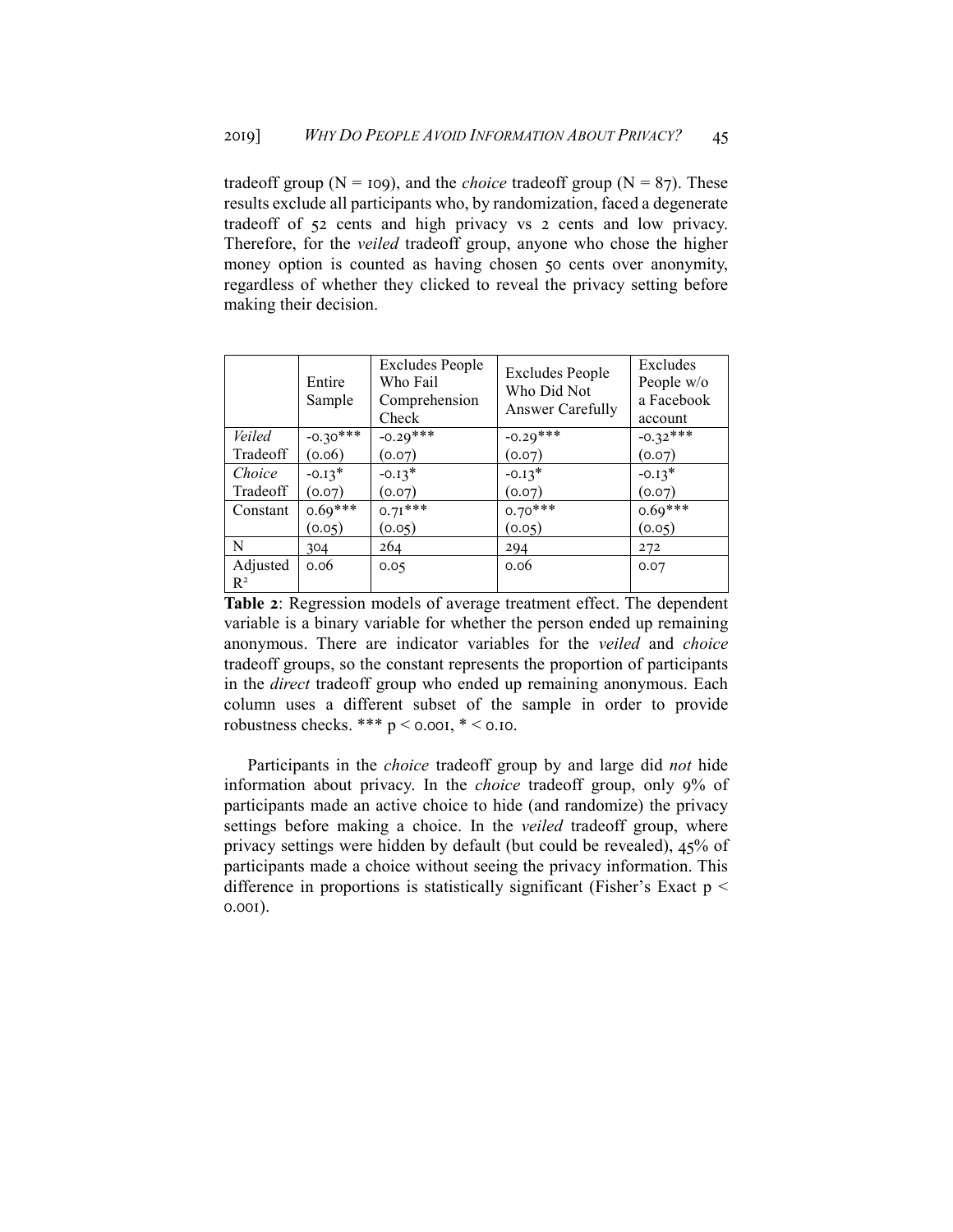tradeoff group (N = 109), and the *choice* tradeoff group (N = 87). These results exclude all participants who, by randomization, faced a degenerate tradeoff of 52 cents and high privacy vs 2 cents and low privacy. Therefore, for the *veiled* tradeoff group, anyone who chose the higher money option is counted as having chosen 50 cents over anonymity, regardless of whether they clicked to reveal the privacy setting before making their decision.

| | Entire Sample | Excludes People Who Fail Comprehension Check | Excludes People Who Did Not Answer Carefully | Excludes People w/o a Facebook account |
|---|---|---|---|---|
| *Veiled* Tradeoff | -0.30*** (0.06) | -0.29*** (0.07) | -0.29*** (0.07) | -0.32*** (0.07) |
| *Choice* Tradeoff | -0.13* (0.07) | -0.13* (0.07) | -0.13* (0.07) | -0.13* (0.07) |
| Constant | 0.69*** (0.05) | 0.71*** (0.05) | 0.70*** (0.05) | 0.69*** (0.05) |
| N | 304 | 264 | 294 | 272 |
| Adjusted $R^2$ | 0.06 | 0.05 | 0.06 | 0.07 |

**Table 2**: Regression models of average treatment effect. The dependent variable is a binary variable for whether the person ended up remaining anonymous. There are indicator variables for the *veiled* and *choice* tradeoff groups, so the constant represents the proportion of participants in the *direct* tradeoff group who ended up remaining anonymous. Each column uses a different subset of the sample in order to provide robustness checks. *** $p < 0.001$, * < 0.10.

Participants in the *choice* tradeoff group by and large did *not* hide information about privacy. In the *choice* tradeoff group, only 9% of participants made an active choice to hide (and randomize) the privacy settings before making a choice. In the *veiled* tradeoff group, where privacy settings were hidden by default (but could be revealed), 45% of participants made a choice without seeing the privacy information. This difference in proportions is statistically significant (Fisher's Exact $p < 0.001$).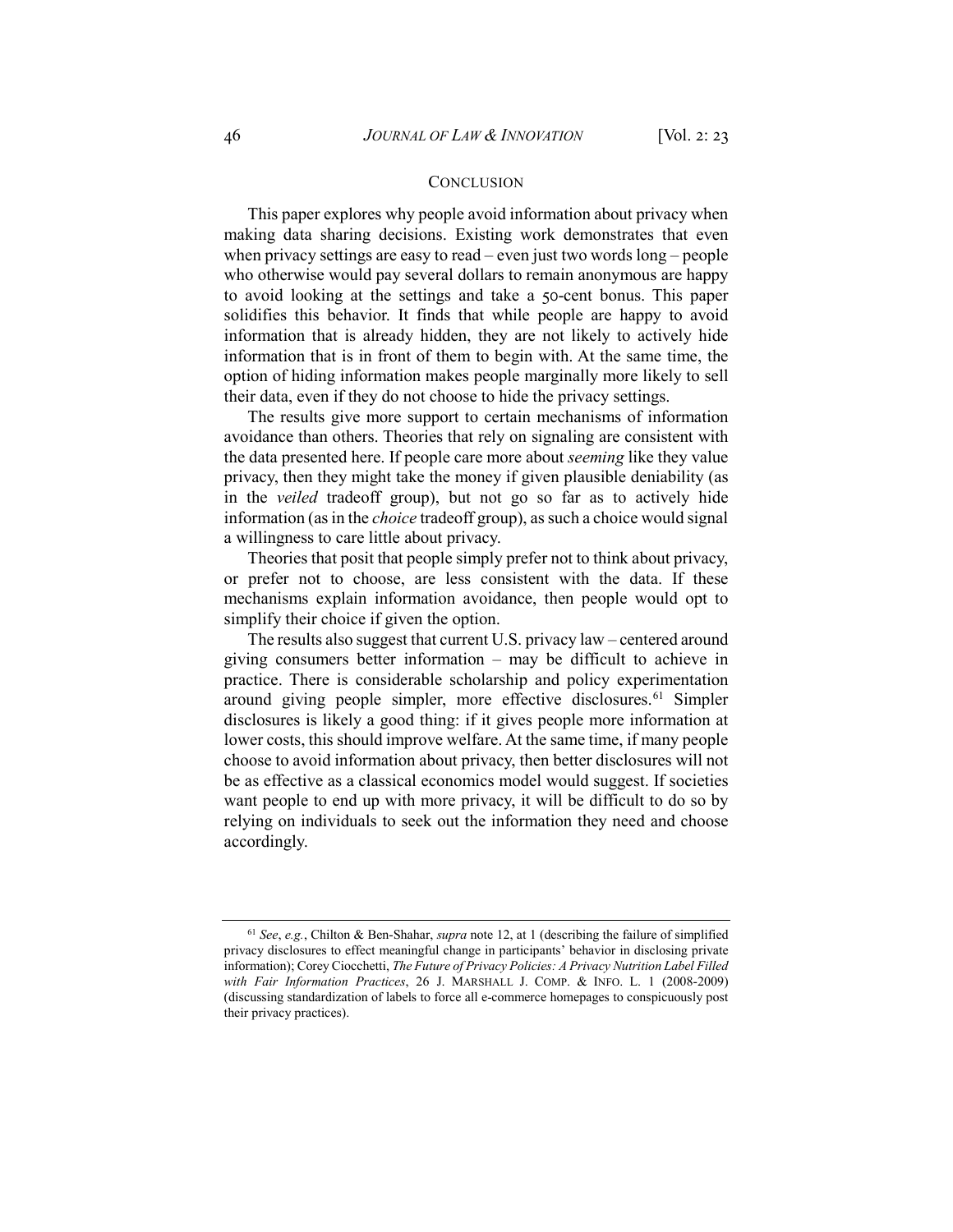## CONCLUSION

This paper explores why people avoid information about privacy when making data sharing decisions. Existing work demonstrates that even when privacy settings are easy to read – even just two words long – people who otherwise would pay several dollars to remain anonymous are happy to avoid looking at the settings and take a 50-cent bonus. This paper solidifies this behavior. It finds that while people are happy to avoid information that is already hidden, they are not likely to actively hide information that is in front of them to begin with. At the same time, the option of hiding information makes people marginally more likely to sell their data, even if they do not choose to hide the privacy settings.

The results give more support to certain mechanisms of information avoidance than others. Theories that rely on signaling are consistent with the data presented here. If people care more about *seeming* like they value privacy, then they might take the money if given plausible deniability (as in the *veiled* tradeoff group), but not go so far as to actively hide information (as in the *choice* tradeoff group), as such a choice would signal a willingness to care little about privacy.

Theories that posit that people simply prefer not to think about privacy, or prefer not to choose, are less consistent with the data. If these mechanisms explain information avoidance, then people would opt to simplify their choice if given the option.

The results also suggest that current U.S. privacy law – centered around giving consumers better information – may be difficult to achieve in practice. There is considerable scholarship and policy experimentation around giving people simpler, more effective disclosures.[61] Simpler disclosures is likely a good thing: if it gives people more information at lower costs, this should improve welfare. At the same time, if many people choose to avoid information about privacy, then better disclosures will not be as effective as a classical economics model would suggest. If societies want people to end up with more privacy, it will be difficult to do so by relying on individuals to seek out the information they need and choose accordingly.

---

[61] *See*, *e.g.*, Chilton & Ben-Shahar, *supra* note 12, at 1 (describing the failure of simplified privacy disclosures to effect meaningful change in participants' behavior in disclosing private information); Corey Ciocchetti, *The Future of Privacy Policies: A Privacy Nutrition Label Filled with Fair Information Practices*, 26 J. MARSHALL J. COMP. & INFO. L. 1 (2008-2009) (discussing standardization of labels to force all e-commerce homepages to conspicuously post their privacy practices).